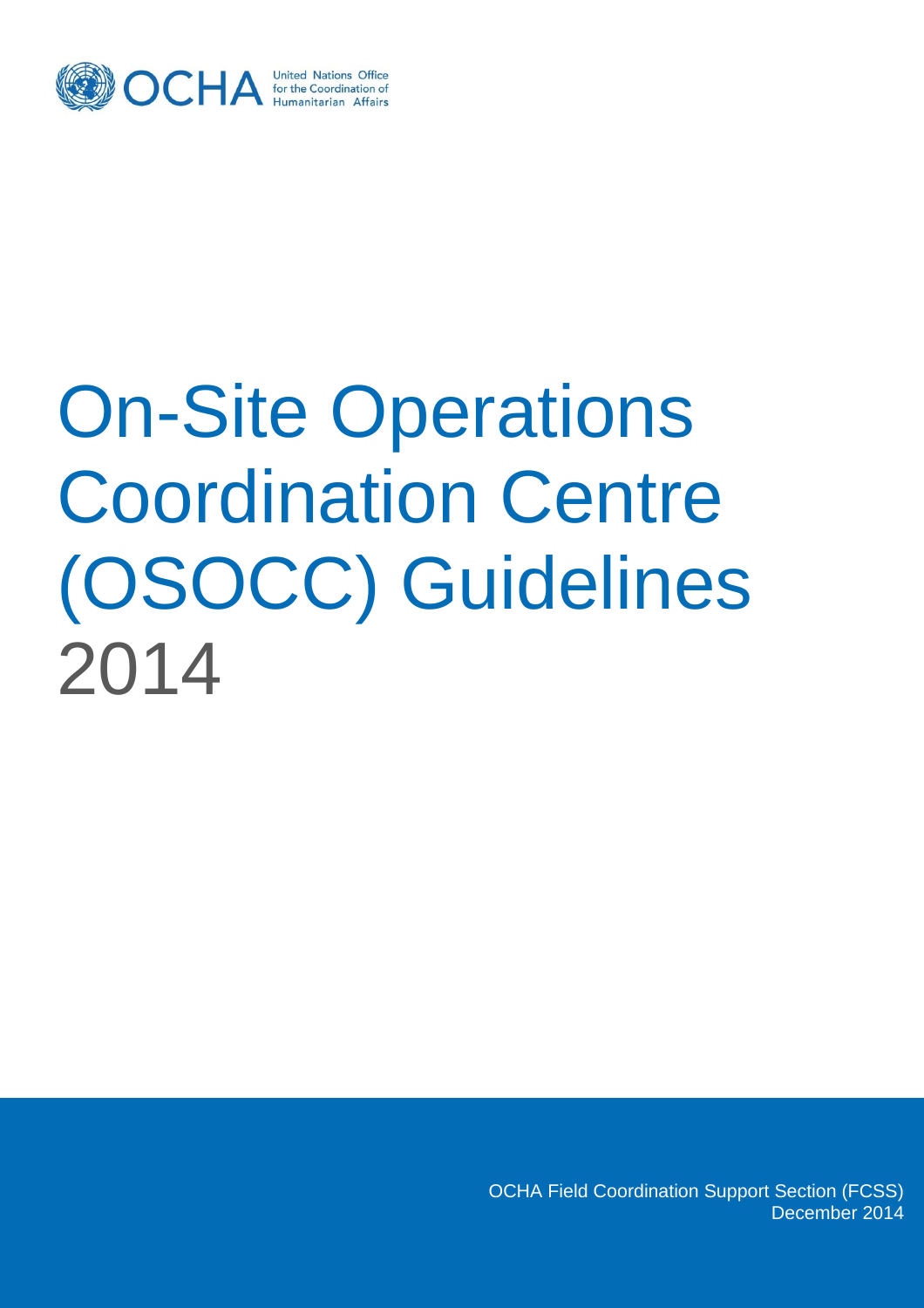OCHA United Nations Office for the Coordination of Humanitarian Affairs

# On-Site Operations Coordination Centre (OSOCC) Guidelines 2014

OCHA Field Coordination Support Section (FCSS)
December 2014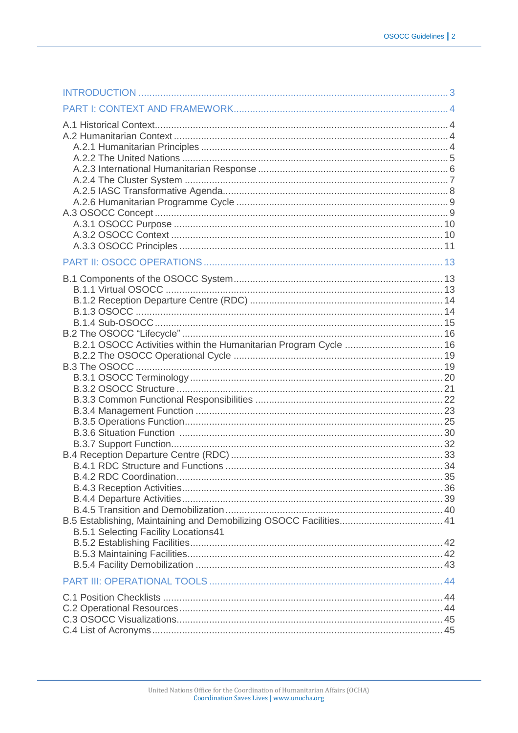INTRODUCTION ..... 3

PART I: CONTEXT AND FRAMEWORK ..... 4

- A.1 Historical Context ..... 4
- A.2 Humanitarian Context ..... 4
  - A.2.1 Humanitarian Principles ..... 4
  - A.2.2 The United Nations ..... 5
  - A.2.3 International Humanitarian Response ..... 6
  - A.2.4 The Cluster System ..... 7
  - A.2.5 IASC Transformative Agenda ..... 8
  - A.2.6 Humanitarian Programme Cycle ..... 9
- A.3 OSOCC Concept ..... 9
  - A.3.1 OSOCC Purpose ..... 10
  - A.3.2 OSOCC Context ..... 10
  - A.3.3 OSOCC Principles ..... 11

PART II: OSOCC OPERATIONS ..... 13

- B.1 Components of the OSOCC System ..... 13
  - B.1.1 Virtual OSOCC ..... 13
  - B.1.2 Reception Departure Centre (RDC) ..... 14
  - B.1.3 OSOCC ..... 14
  - B.1.4 Sub-OSOCC ..... 15
- B.2 The OSOCC "Lifecycle" ..... 16
  - B.2.1 OSOCC Activities within the Humanitarian Program Cycle ..... 16
  - B.2.2 The OSOCC Operational Cycle ..... 19
- B.3 The OSOCC ..... 19
  - B.3.1 OSOCC Terminology ..... 20
  - B.3.2 OSOCC Structure ..... 21
  - B.3.3 Common Functional Responsibilities ..... 22
  - B.3.4 Management Function ..... 23
  - B.3.5 Operations Function ..... 25
  - B.3.6 Situation Function ..... 30
  - B.3.7 Support Function ..... 32
- B.4 Reception Departure Centre (RDC) ..... 33
  - B.4.1 RDC Structure and Functions ..... 34
  - B.4.2 RDC Coordination ..... 35
  - B.4.3 Reception Activities ..... 36
  - B.4.4 Departure Activities ..... 39
  - B.4.5 Transition and Demobilization ..... 40
- B.5 Establishing, Maintaining and Demobilizing OSOCC Facilities ..... 41
  - B.5.1 Selecting Facility Locations41
  - B.5.2 Establishing Facilities ..... 42
  - B.5.3 Maintaining Facilities ..... 42
  - B.5.4 Facility Demobilization ..... 43

PART III: OPERATIONAL TOOLS ..... 44

- C.1 Position Checklists ..... 44
- C.2 Operational Resources ..... 44
- C.3 OSOCC Visualizations ..... 45
- C.4 List of Acronyms ..... 45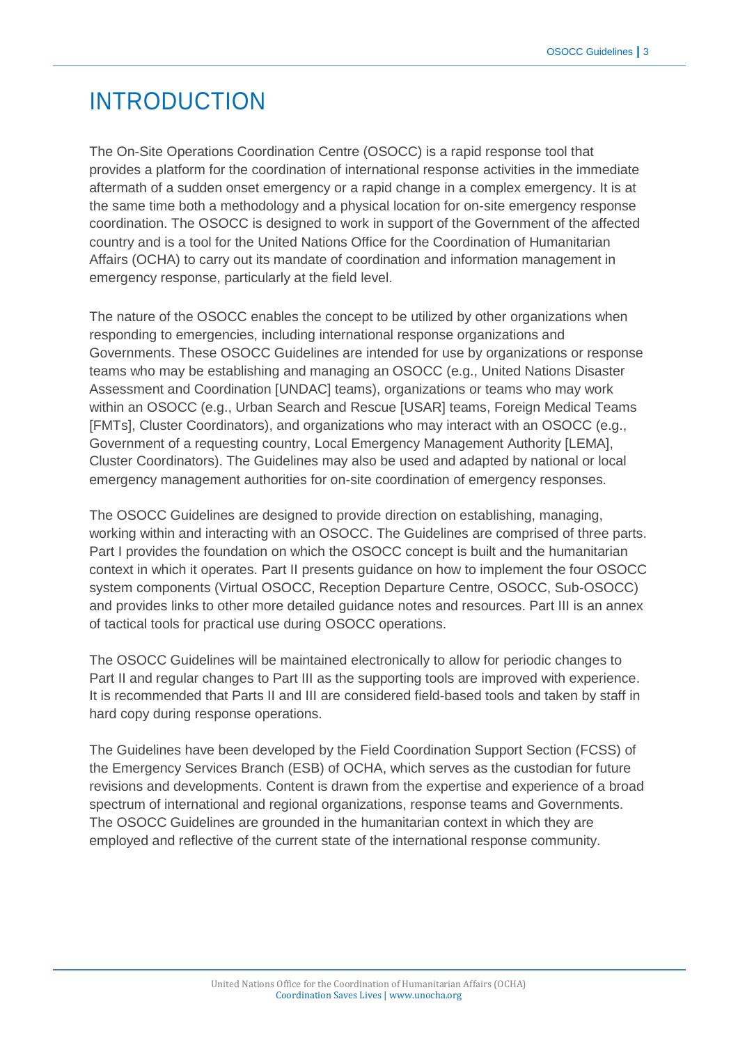# INTRODUCTION

The On-Site Operations Coordination Centre (OSOCC) is a rapid response tool that provides a platform for the coordination of international response activities in the immediate aftermath of a sudden onset emergency or a rapid change in a complex emergency. It is at the same time both a methodology and a physical location for on-site emergency response coordination. The OSOCC is designed to work in support of the Government of the affected country and is a tool for the United Nations Office for the Coordination of Humanitarian Affairs (OCHA) to carry out its mandate of coordination and information management in emergency response, particularly at the field level.

The nature of the OSOCC enables the concept to be utilized by other organizations when responding to emergencies, including international response organizations and Governments. These OSOCC Guidelines are intended for use by organizations or response teams who may be establishing and managing an OSOCC (e.g., United Nations Disaster Assessment and Coordination [UNDAC] teams), organizations or teams who may work within an OSOCC (e.g., Urban Search and Rescue [USAR] teams, Foreign Medical Teams [FMTs], Cluster Coordinators), and organizations who may interact with an OSOCC (e.g., Government of a requesting country, Local Emergency Management Authority [LEMA], Cluster Coordinators). The Guidelines may also be used and adapted by national or local emergency management authorities for on-site coordination of emergency responses.

The OSOCC Guidelines are designed to provide direction on establishing, managing, working within and interacting with an OSOCC. The Guidelines are comprised of three parts. Part I provides the foundation on which the OSOCC concept is built and the humanitarian context in which it operates. Part II presents guidance on how to implement the four OSOCC system components (Virtual OSOCC, Reception Departure Centre, OSOCC, Sub-OSOCC) and provides links to other more detailed guidance notes and resources. Part III is an annex of tactical tools for practical use during OSOCC operations.

The OSOCC Guidelines will be maintained electronically to allow for periodic changes to Part II and regular changes to Part III as the supporting tools are improved with experience. It is recommended that Parts II and III are considered field-based tools and taken by staff in hard copy during response operations.

The Guidelines have been developed by the Field Coordination Support Section (FCSS) of the Emergency Services Branch (ESB) of OCHA, which serves as the custodian for future revisions and developments. Content is drawn from the expertise and experience of a broad spectrum of international and regional organizations, response teams and Governments. The OSOCC Guidelines are grounded in the humanitarian context in which they are employed and reflective of the current state of the international response community.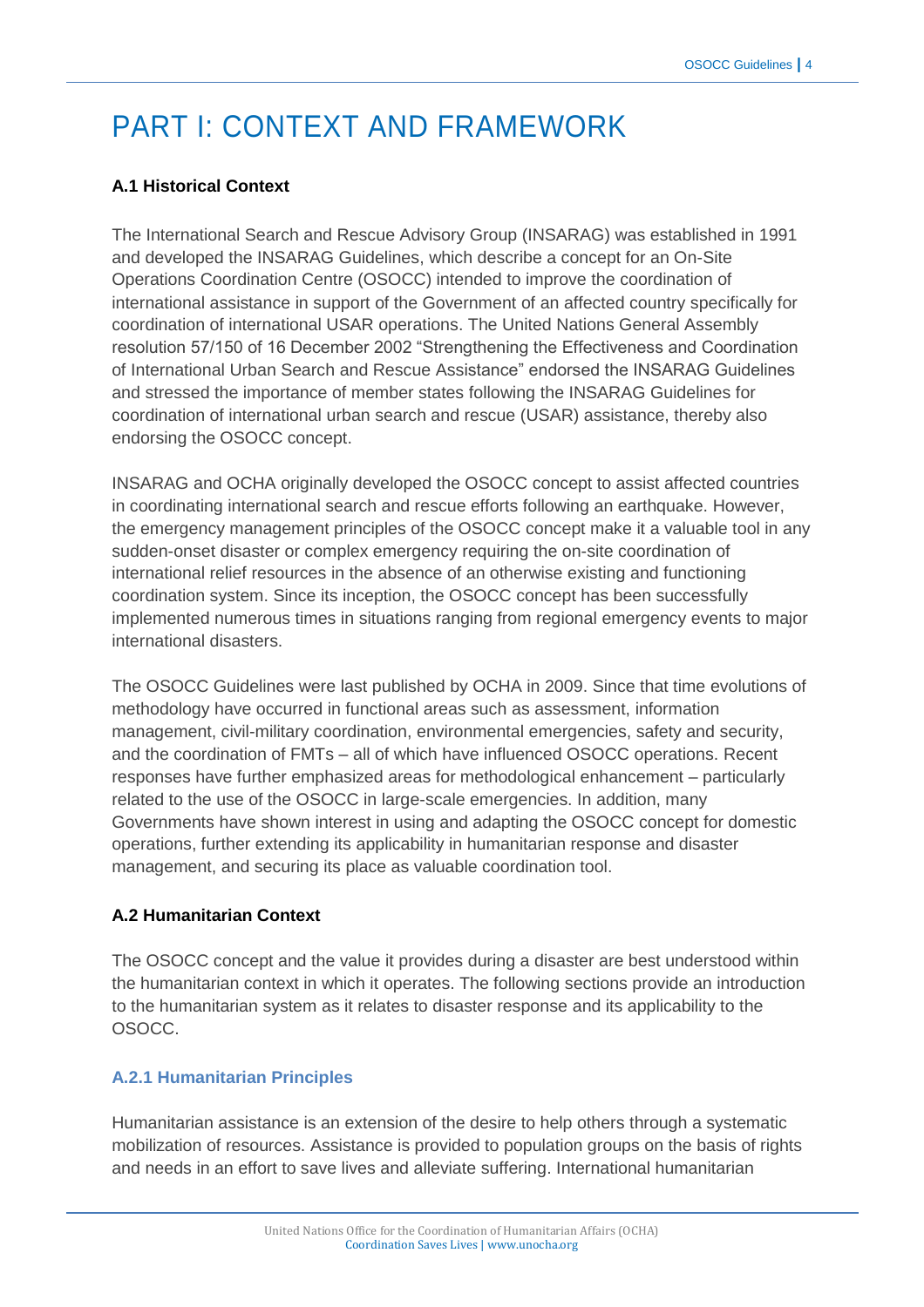# PART I: CONTEXT AND FRAMEWORK

**A.1 Historical Context**

The International Search and Rescue Advisory Group (INSARAG) was established in 1991 and developed the INSARAG Guidelines, which describe a concept for an On-Site Operations Coordination Centre (OSOCC) intended to improve the coordination of international assistance in support of the Government of an affected country specifically for coordination of international USAR operations. The United Nations General Assembly resolution 57/150 of 16 December 2002 "Strengthening the Effectiveness and Coordination of International Urban Search and Rescue Assistance" endorsed the INSARAG Guidelines and stressed the importance of member states following the INSARAG Guidelines for coordination of international urban search and rescue (USAR) assistance, thereby also endorsing the OSOCC concept.

INSARAG and OCHA originally developed the OSOCC concept to assist affected countries in coordinating international search and rescue efforts following an earthquake. However, the emergency management principles of the OSOCC concept make it a valuable tool in any sudden-onset disaster or complex emergency requiring the on-site coordination of international relief resources in the absence of an otherwise existing and functioning coordination system. Since its inception, the OSOCC concept has been successfully implemented numerous times in situations ranging from regional emergency events to major international disasters.

The OSOCC Guidelines were last published by OCHA in 2009. Since that time evolutions of methodology have occurred in functional areas such as assessment, information management, civil-military coordination, environmental emergencies, safety and security, and the coordination of FMTs – all of which have influenced OSOCC operations. Recent responses have further emphasized areas for methodological enhancement – particularly related to the use of the OSOCC in large-scale emergencies. In addition, many Governments have shown interest in using and adapting the OSOCC concept for domestic operations, further extending its applicability in humanitarian response and disaster management, and securing its place as valuable coordination tool.

**A.2 Humanitarian Context**

The OSOCC concept and the value it provides during a disaster are best understood within the humanitarian context in which it operates. The following sections provide an introduction to the humanitarian system as it relates to disaster response and its applicability to the OSOCC.

### A.2.1 Humanitarian Principles

Humanitarian assistance is an extension of the desire to help others through a systematic mobilization of resources. Assistance is provided to population groups on the basis of rights and needs in an effort to save lives and alleviate suffering. International humanitarian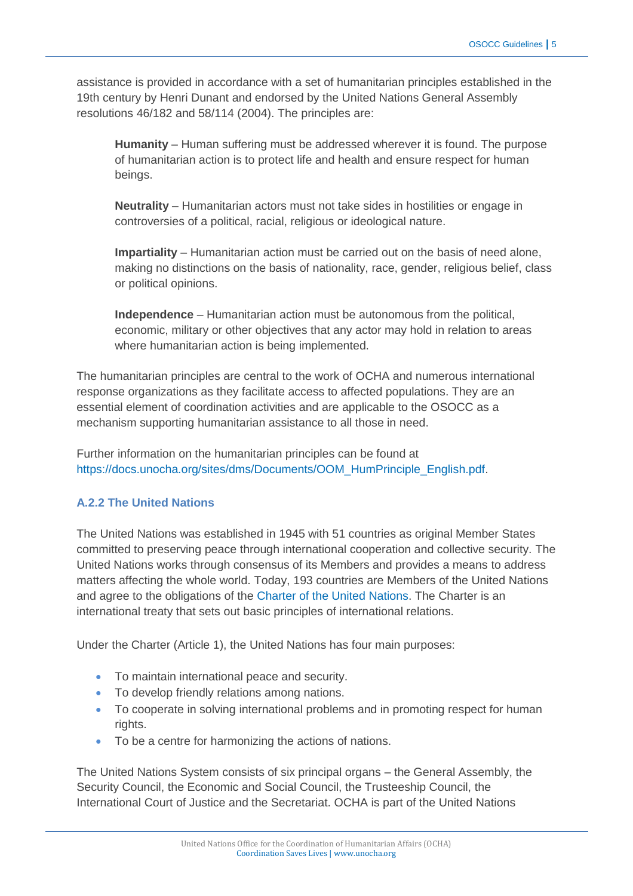assistance is provided in accordance with a set of humanitarian principles established in the 19th century by Henri Dunant and endorsed by the United Nations General Assembly resolutions 46/182 and 58/114 (2004). The principles are:

> **Humanity** – Human suffering must be addressed wherever it is found. The purpose of humanitarian action is to protect life and health and ensure respect for human beings.
>
> **Neutrality** – Humanitarian actors must not take sides in hostilities or engage in controversies of a political, racial, religious or ideological nature.
>
> **Impartiality** – Humanitarian action must be carried out on the basis of need alone, making no distinctions on the basis of nationality, race, gender, religious belief, class or political opinions.
>
> **Independence** – Humanitarian action must be autonomous from the political, economic, military or other objectives that any actor may hold in relation to areas where humanitarian action is being implemented.

The humanitarian principles are central to the work of OCHA and numerous international response organizations as they facilitate access to affected populations. They are an essential element of coordination activities and are applicable to the OSOCC as a mechanism supporting humanitarian assistance to all those in need.

Further information on the humanitarian principles can be found at https://docs.unocha.org/sites/dms/Documents/OOM_HumPrinciple_English.pdf.

### A.2.2 The United Nations

The United Nations was established in 1945 with 51 countries as original Member States committed to preserving peace through international cooperation and collective security. The United Nations works through consensus of its Members and provides a means to address matters affecting the whole world. Today, 193 countries are Members of the United Nations and agree to the obligations of the Charter of the United Nations. The Charter is an international treaty that sets out basic principles of international relations.

Under the Charter (Article 1), the United Nations has four main purposes:

- To maintain international peace and security.
- To develop friendly relations among nations.
- To cooperate in solving international problems and in promoting respect for human rights.
- To be a centre for harmonizing the actions of nations.

The United Nations System consists of six principal organs – the General Assembly, the Security Council, the Economic and Social Council, the Trusteeship Council, the International Court of Justice and the Secretariat. OCHA is part of the United Nations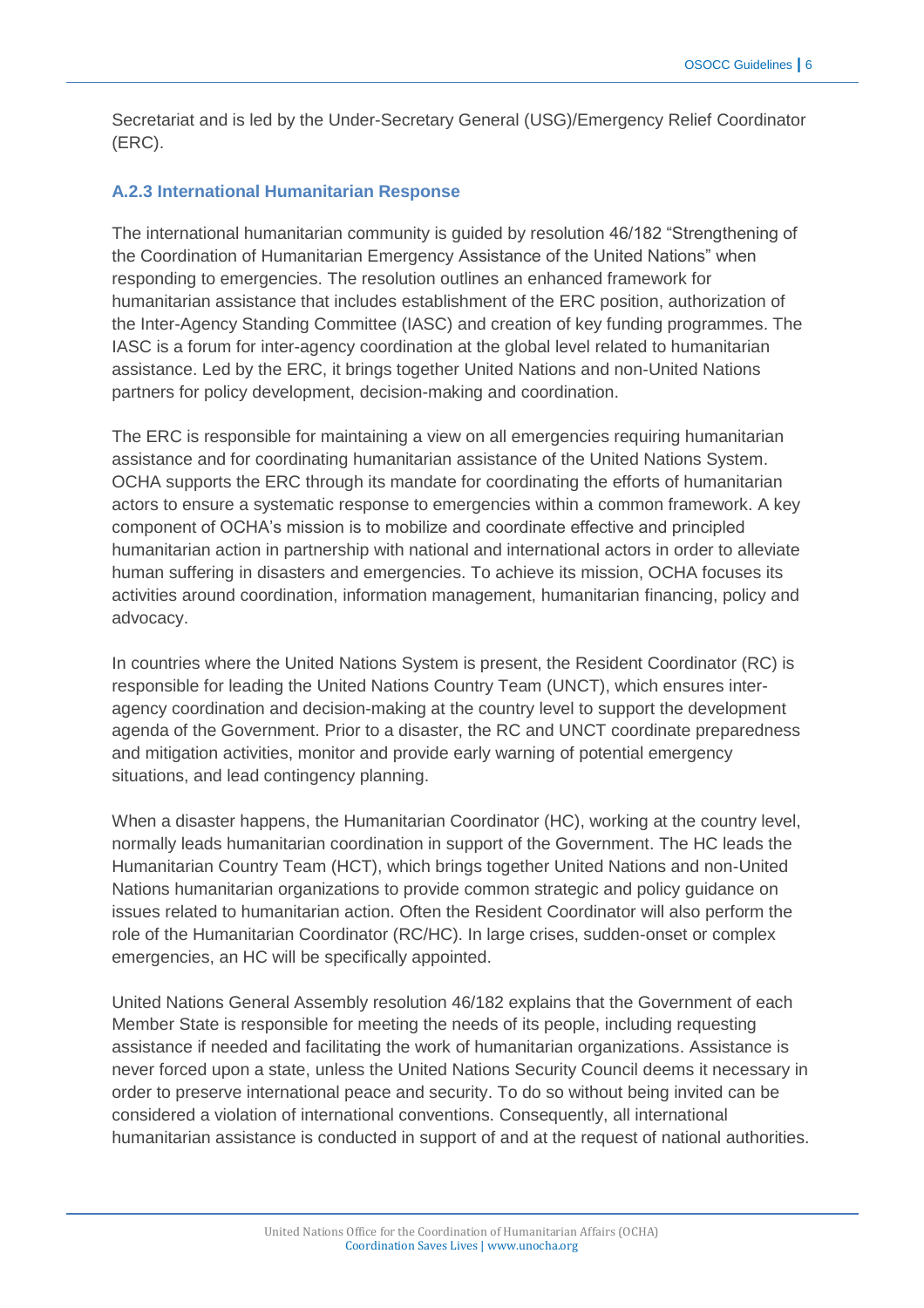Secretariat and is led by the Under-Secretary General (USG)/Emergency Relief Coordinator (ERC).

### A.2.3 International Humanitarian Response

The international humanitarian community is guided by resolution 46/182 "Strengthening of the Coordination of Humanitarian Emergency Assistance of the United Nations" when responding to emergencies. The resolution outlines an enhanced framework for humanitarian assistance that includes establishment of the ERC position, authorization of the Inter-Agency Standing Committee (IASC) and creation of key funding programmes. The IASC is a forum for inter-agency coordination at the global level related to humanitarian assistance. Led by the ERC, it brings together United Nations and non-United Nations partners for policy development, decision-making and coordination.

The ERC is responsible for maintaining a view on all emergencies requiring humanitarian assistance and for coordinating humanitarian assistance of the United Nations System. OCHA supports the ERC through its mandate for coordinating the efforts of humanitarian actors to ensure a systematic response to emergencies within a common framework. A key component of OCHA's mission is to mobilize and coordinate effective and principled humanitarian action in partnership with national and international actors in order to alleviate human suffering in disasters and emergencies. To achieve its mission, OCHA focuses its activities around coordination, information management, humanitarian financing, policy and advocacy.

In countries where the United Nations System is present, the Resident Coordinator (RC) is responsible for leading the United Nations Country Team (UNCT), which ensures inter-agency coordination and decision-making at the country level to support the development agenda of the Government. Prior to a disaster, the RC and UNCT coordinate preparedness and mitigation activities, monitor and provide early warning of potential emergency situations, and lead contingency planning.

When a disaster happens, the Humanitarian Coordinator (HC), working at the country level, normally leads humanitarian coordination in support of the Government. The HC leads the Humanitarian Country Team (HCT), which brings together United Nations and non-United Nations humanitarian organizations to provide common strategic and policy guidance on issues related to humanitarian action. Often the Resident Coordinator will also perform the role of the Humanitarian Coordinator (RC/HC). In large crises, sudden-onset or complex emergencies, an HC will be specifically appointed.

United Nations General Assembly resolution 46/182 explains that the Government of each Member State is responsible for meeting the needs of its people, including requesting assistance if needed and facilitating the work of humanitarian organizations. Assistance is never forced upon a state, unless the United Nations Security Council deems it necessary in order to preserve international peace and security. To do so without being invited can be considered a violation of international conventions. Consequently, all international humanitarian assistance is conducted in support of and at the request of national authorities.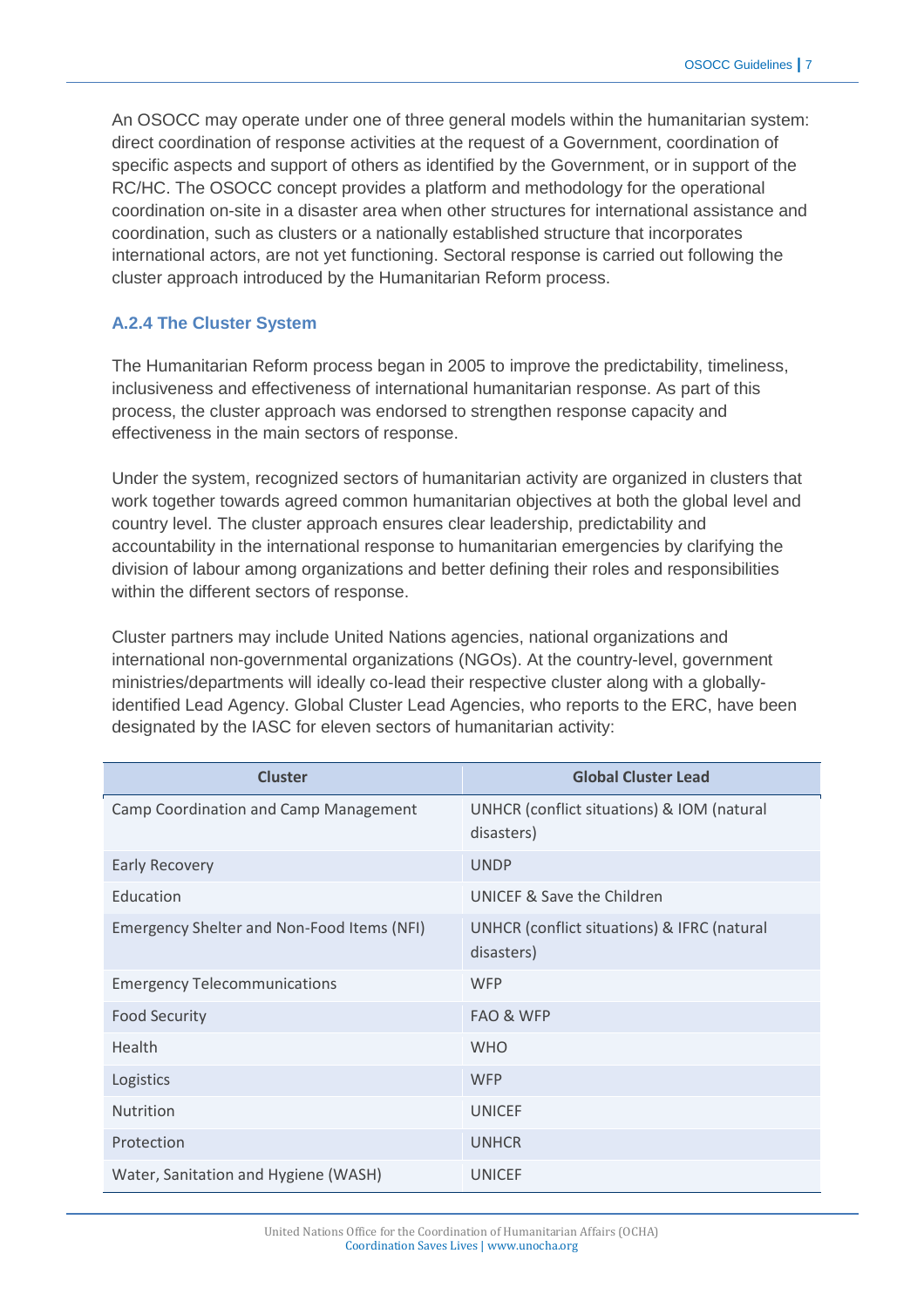An OSOCC may operate under one of three general models within the humanitarian system: direct coordination of response activities at the request of a Government, coordination of specific aspects and support of others as identified by the Government, or in support of the RC/HC. The OSOCC concept provides a platform and methodology for the operational coordination on-site in a disaster area when other structures for international assistance and coordination, such as clusters or a nationally established structure that incorporates international actors, are not yet functioning. Sectoral response is carried out following the cluster approach introduced by the Humanitarian Reform process.

### A.2.4 The Cluster System

The Humanitarian Reform process began in 2005 to improve the predictability, timeliness, inclusiveness and effectiveness of international humanitarian response. As part of this process, the cluster approach was endorsed to strengthen response capacity and effectiveness in the main sectors of response.

Under the system, recognized sectors of humanitarian activity are organized in clusters that work together towards agreed common humanitarian objectives at both the global level and country level. The cluster approach ensures clear leadership, predictability and accountability in the international response to humanitarian emergencies by clarifying the division of labour among organizations and better defining their roles and responsibilities within the different sectors of response.

Cluster partners may include United Nations agencies, national organizations and international non-governmental organizations (NGOs). At the country-level, government ministries/departments will ideally co-lead their respective cluster along with a globally-identified Lead Agency. Global Cluster Lead Agencies, who reports to the ERC, have been designated by the IASC for eleven sectors of humanitarian activity:

| Cluster | Global Cluster Lead |
|---|---|
| Camp Coordination and Camp Management | UNHCR (conflict situations) & IOM (natural disasters) |
| Early Recovery | UNDP |
| Education | UNICEF & Save the Children |
| Emergency Shelter and Non-Food Items (NFI) | UNHCR (conflict situations) & IFRC (natural disasters) |
| Emergency Telecommunications | WFP |
| Food Security | FAO & WFP |
| Health | WHO |
| Logistics | WFP |
| Nutrition | UNICEF |
| Protection | UNHCR |
| Water, Sanitation and Hygiene (WASH) | UNICEF |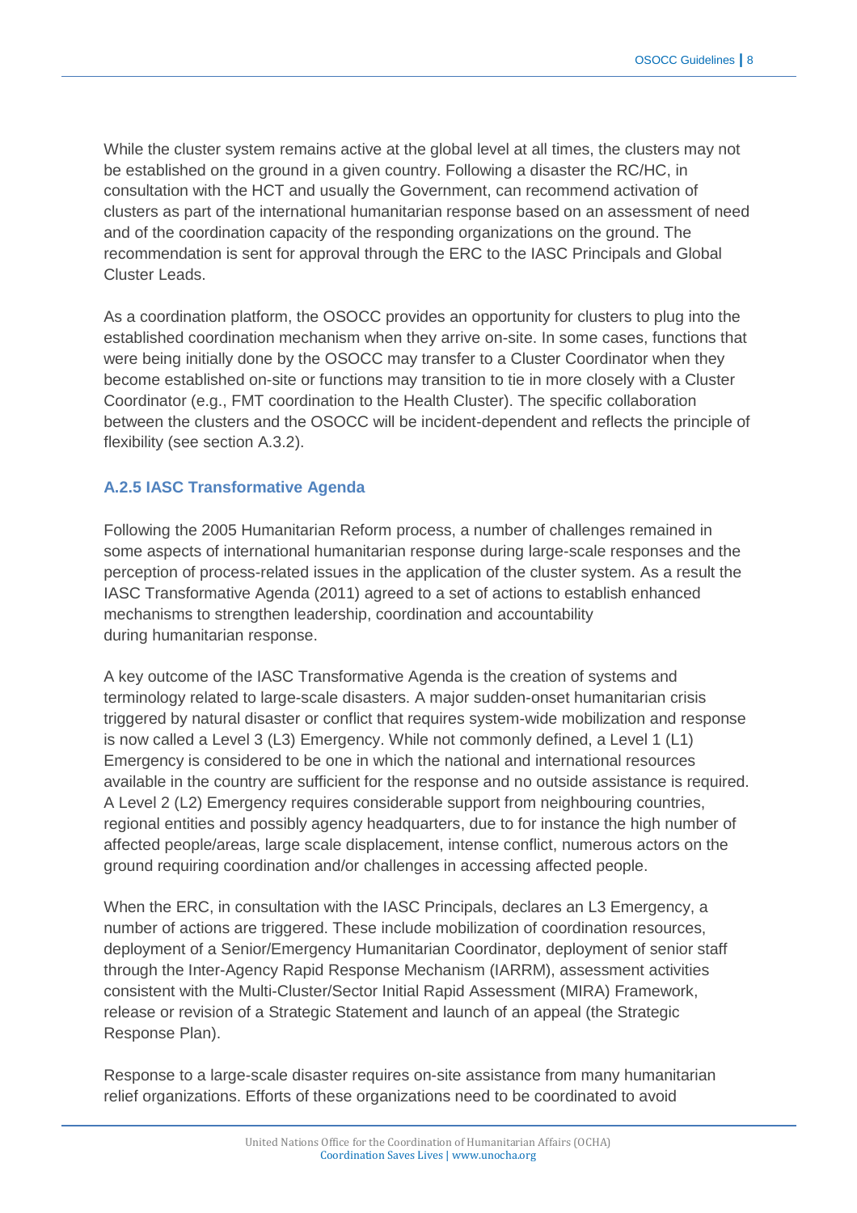While the cluster system remains active at the global level at all times, the clusters may not be established on the ground in a given country. Following a disaster the RC/HC, in consultation with the HCT and usually the Government, can recommend activation of clusters as part of the international humanitarian response based on an assessment of need and of the coordination capacity of the responding organizations on the ground. The recommendation is sent for approval through the ERC to the IASC Principals and Global Cluster Leads.

As a coordination platform, the OSOCC provides an opportunity for clusters to plug into the established coordination mechanism when they arrive on-site. In some cases, functions that were being initially done by the OSOCC may transfer to a Cluster Coordinator when they become established on-site or functions may transition to tie in more closely with a Cluster Coordinator (e.g., FMT coordination to the Health Cluster). The specific collaboration between the clusters and the OSOCC will be incident-dependent and reflects the principle of flexibility (see section A.3.2).

### A.2.5 IASC Transformative Agenda

Following the 2005 Humanitarian Reform process, a number of challenges remained in some aspects of international humanitarian response during large-scale responses and the perception of process-related issues in the application of the cluster system. As a result the IASC Transformative Agenda (2011) agreed to a set of actions to establish enhanced mechanisms to strengthen leadership, coordination and accountability during humanitarian response.

A key outcome of the IASC Transformative Agenda is the creation of systems and terminology related to large-scale disasters. A major sudden-onset humanitarian crisis triggered by natural disaster or conflict that requires system-wide mobilization and response is now called a Level 3 (L3) Emergency. While not commonly defined, a Level 1 (L1) Emergency is considered to be one in which the national and international resources available in the country are sufficient for the response and no outside assistance is required. A Level 2 (L2) Emergency requires considerable support from neighbouring countries, regional entities and possibly agency headquarters, due to for instance the high number of affected people/areas, large scale displacement, intense conflict, numerous actors on the ground requiring coordination and/or challenges in accessing affected people.

When the ERC, in consultation with the IASC Principals, declares an L3 Emergency, a number of actions are triggered. These include mobilization of coordination resources, deployment of a Senior/Emergency Humanitarian Coordinator, deployment of senior staff through the Inter-Agency Rapid Response Mechanism (IARRM), assessment activities consistent with the Multi-Cluster/Sector Initial Rapid Assessment (MIRA) Framework, release or revision of a Strategic Statement and launch of an appeal (the Strategic Response Plan).

Response to a large-scale disaster requires on-site assistance from many humanitarian relief organizations. Efforts of these organizations need to be coordinated to avoid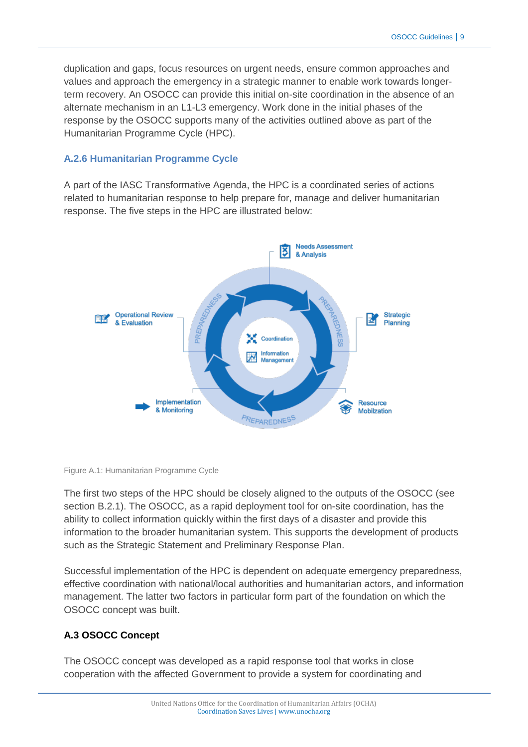duplication and gaps, focus resources on urgent needs, ensure common approaches and values and approach the emergency in a strategic manner to enable work towards longer-term recovery. An OSOCC can provide this initial on-site coordination in the absence of an alternate mechanism in an L1-L3 emergency. Work done in the initial phases of the response by the OSOCC supports many of the activities outlined above as part of the Humanitarian Programme Cycle (HPC).

### A.2.6 Humanitarian Programme Cycle

A part of the IASC Transformative Agenda, the HPC is a coordinated series of actions related to humanitarian response to help prepare for, manage and deliver humanitarian response. The five steps in the HPC are illustrated below:

Figure A.1: Humanitarian Programme Cycle

The first two steps of the HPC should be closely aligned to the outputs of the OSOCC (see section B.2.1). The OSOCC, as a rapid deployment tool for on-site coordination, has the ability to collect information quickly within the first days of a disaster and provide this information to the broader humanitarian system. This supports the development of products such as the Strategic Statement and Preliminary Response Plan.

Successful implementation of the HPC is dependent on adequate emergency preparedness, effective coordination with national/local authorities and humanitarian actors, and information management. The latter two factors in particular form part of the foundation on which the OSOCC concept was built.

## A.3 OSOCC Concept

The OSOCC concept was developed as a rapid response tool that works in close cooperation with the affected Government to provide a system for coordinating and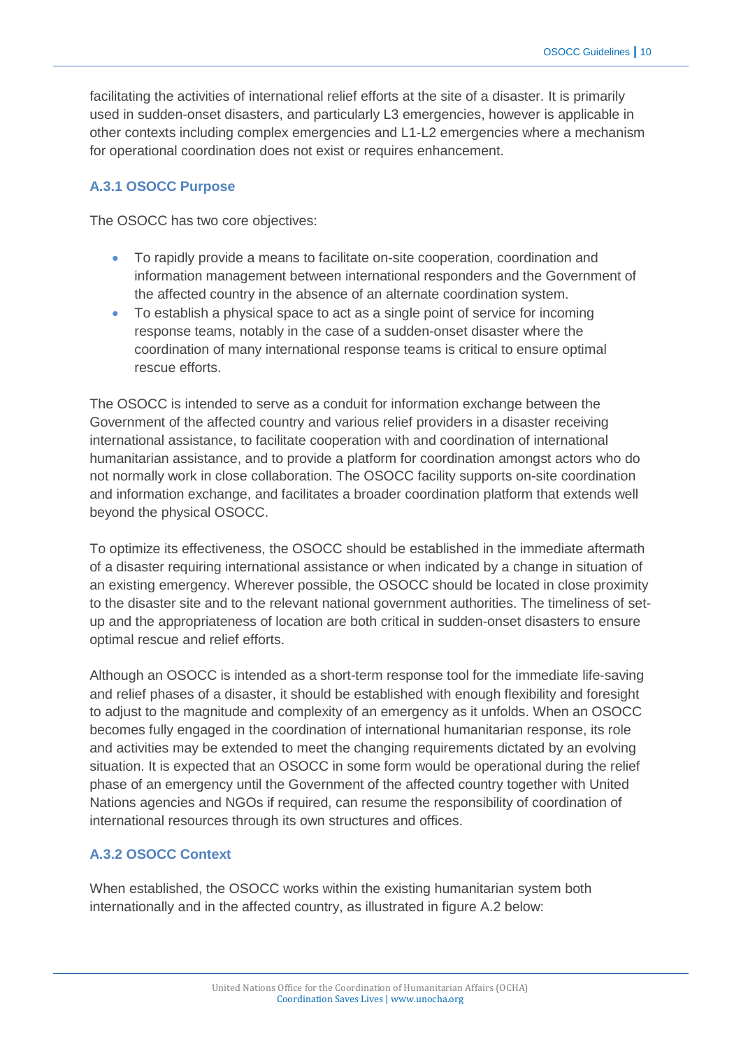facilitating the activities of international relief efforts at the site of a disaster. It is primarily used in sudden-onset disasters, and particularly L3 emergencies, however is applicable in other contexts including complex emergencies and L1-L2 emergencies where a mechanism for operational coordination does not exist or requires enhancement.

### A.3.1 OSOCC Purpose

The OSOCC has two core objectives:

- To rapidly provide a means to facilitate on-site cooperation, coordination and information management between international responders and the Government of the affected country in the absence of an alternate coordination system.
- To establish a physical space to act as a single point of service for incoming response teams, notably in the case of a sudden-onset disaster where the coordination of many international response teams is critical to ensure optimal rescue efforts.

The OSOCC is intended to serve as a conduit for information exchange between the Government of the affected country and various relief providers in a disaster receiving international assistance, to facilitate cooperation with and coordination of international humanitarian assistance, and to provide a platform for coordination amongst actors who do not normally work in close collaboration. The OSOCC facility supports on-site coordination and information exchange, and facilitates a broader coordination platform that extends well beyond the physical OSOCC.

To optimize its effectiveness, the OSOCC should be established in the immediate aftermath of a disaster requiring international assistance or when indicated by a change in situation of an existing emergency. Wherever possible, the OSOCC should be located in close proximity to the disaster site and to the relevant national government authorities. The timeliness of set-up and the appropriateness of location are both critical in sudden-onset disasters to ensure optimal rescue and relief efforts.

Although an OSOCC is intended as a short-term response tool for the immediate life-saving and relief phases of a disaster, it should be established with enough flexibility and foresight to adjust to the magnitude and complexity of an emergency as it unfolds. When an OSOCC becomes fully engaged in the coordination of international humanitarian response, its role and activities may be extended to meet the changing requirements dictated by an evolving situation. It is expected that an OSOCC in some form would be operational during the relief phase of an emergency until the Government of the affected country together with United Nations agencies and NGOs if required, can resume the responsibility of coordination of international resources through its own structures and offices.

### A.3.2 OSOCC Context

When established, the OSOCC works within the existing humanitarian system both internationally and in the affected country, as illustrated in figure A.2 below: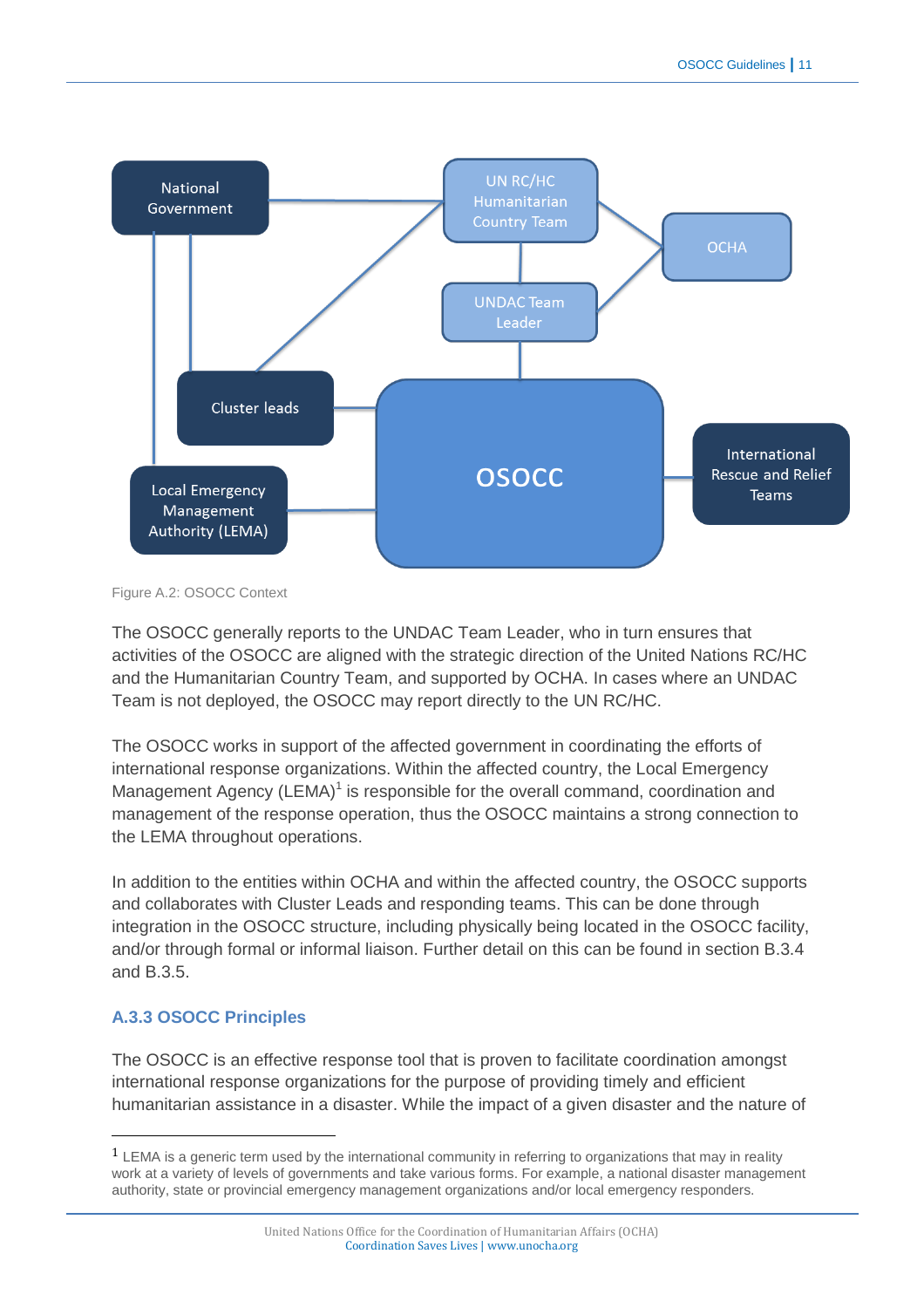Figure A.2: OSOCC Context

The OSOCC generally reports to the UNDAC Team Leader, who in turn ensures that activities of the OSOCC are aligned with the strategic direction of the United Nations RC/HC and the Humanitarian Country Team, and supported by OCHA. In cases where an UNDAC Team is not deployed, the OSOCC may report directly to the UN RC/HC.

The OSOCC works in support of the affected government in coordinating the efforts of international response organizations. Within the affected country, the Local Emergency Management Agency (LEMA)[1] is responsible for the overall command, coordination and management of the response operation, thus the OSOCC maintains a strong connection to the LEMA throughout operations.

In addition to the entities within OCHA and within the affected country, the OSOCC supports and collaborates with Cluster Leads and responding teams. This can be done through integration in the OSOCC structure, including physically being located in the OSOCC facility, and/or through formal or informal liaison. Further detail on this can be found in section B.3.4 and B.3.5.

### A.3.3 OSOCC Principles

The OSOCC is an effective response tool that is proven to facilitate coordination amongst international response organizations for the purpose of providing timely and efficient humanitarian assistance in a disaster. While the impact of a given disaster and the nature of

---

[1] LEMA is a generic term used by the international community in referring to organizations that may in reality work at a variety of levels of governments and take various forms. For example, a national disaster management authority, state or provincial emergency management organizations and/or local emergency responders.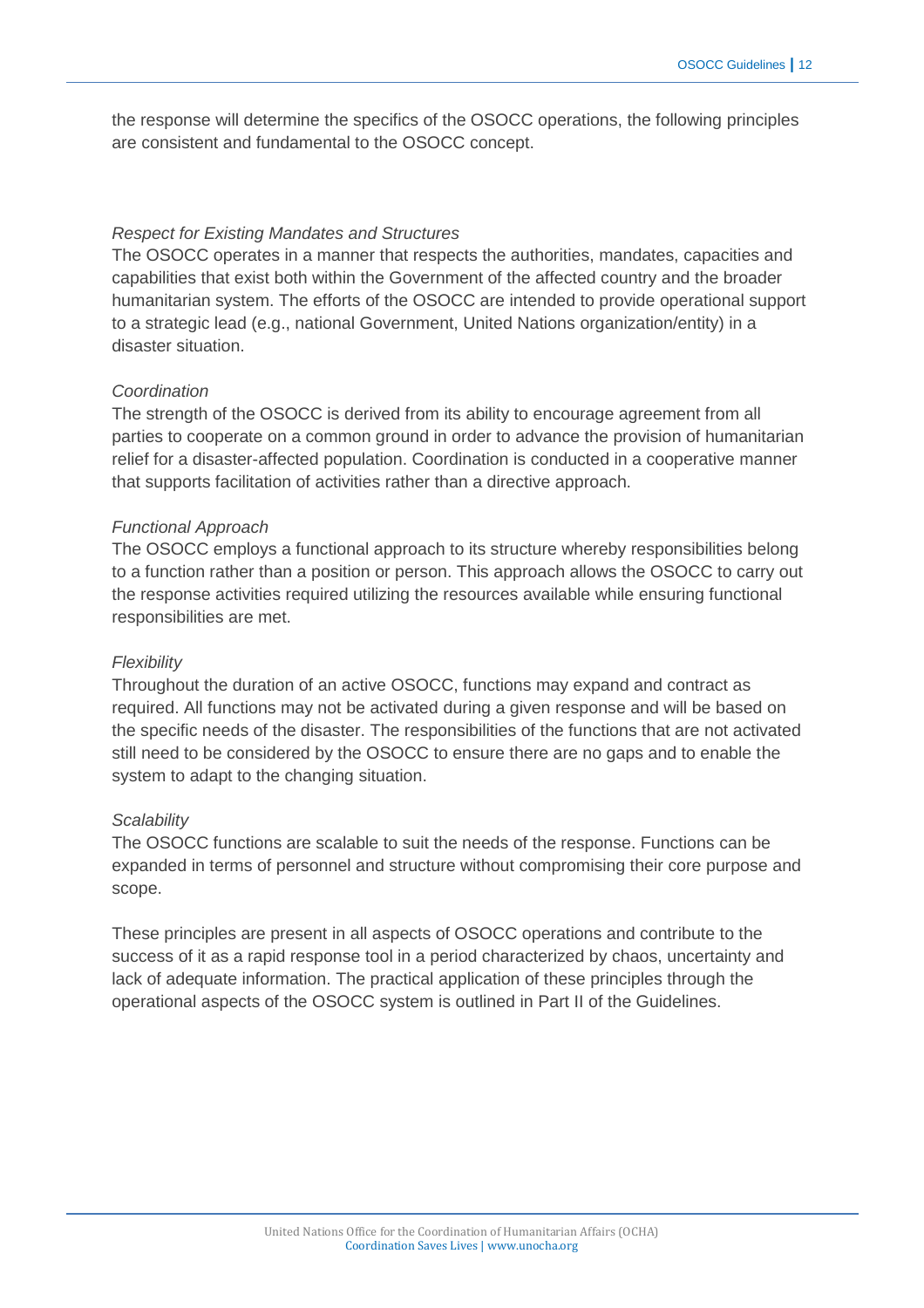the response will determine the specifics of the OSOCC operations, the following principles are consistent and fundamental to the OSOCC concept.

*Respect for Existing Mandates and Structures*

The OSOCC operates in a manner that respects the authorities, mandates, capacities and capabilities that exist both within the Government of the affected country and the broader humanitarian system. The efforts of the OSOCC are intended to provide operational support to a strategic lead (e.g., national Government, United Nations organization/entity) in a disaster situation.

*Coordination*

The strength of the OSOCC is derived from its ability to encourage agreement from all parties to cooperate on a common ground in order to advance the provision of humanitarian relief for a disaster-affected population. Coordination is conducted in a cooperative manner that supports facilitation of activities rather than a directive approach.

*Functional Approach*

The OSOCC employs a functional approach to its structure whereby responsibilities belong to a function rather than a position or person. This approach allows the OSOCC to carry out the response activities required utilizing the resources available while ensuring functional responsibilities are met.

*Flexibility*

Throughout the duration of an active OSOCC, functions may expand and contract as required. All functions may not be activated during a given response and will be based on the specific needs of the disaster. The responsibilities of the functions that are not activated still need to be considered by the OSOCC to ensure there are no gaps and to enable the system to adapt to the changing situation.

*Scalability*

The OSOCC functions are scalable to suit the needs of the response. Functions can be expanded in terms of personnel and structure without compromising their core purpose and scope.

These principles are present in all aspects of OSOCC operations and contribute to the success of it as a rapid response tool in a period characterized by chaos, uncertainty and lack of adequate information. The practical application of these principles through the operational aspects of the OSOCC system is outlined in Part II of the Guidelines.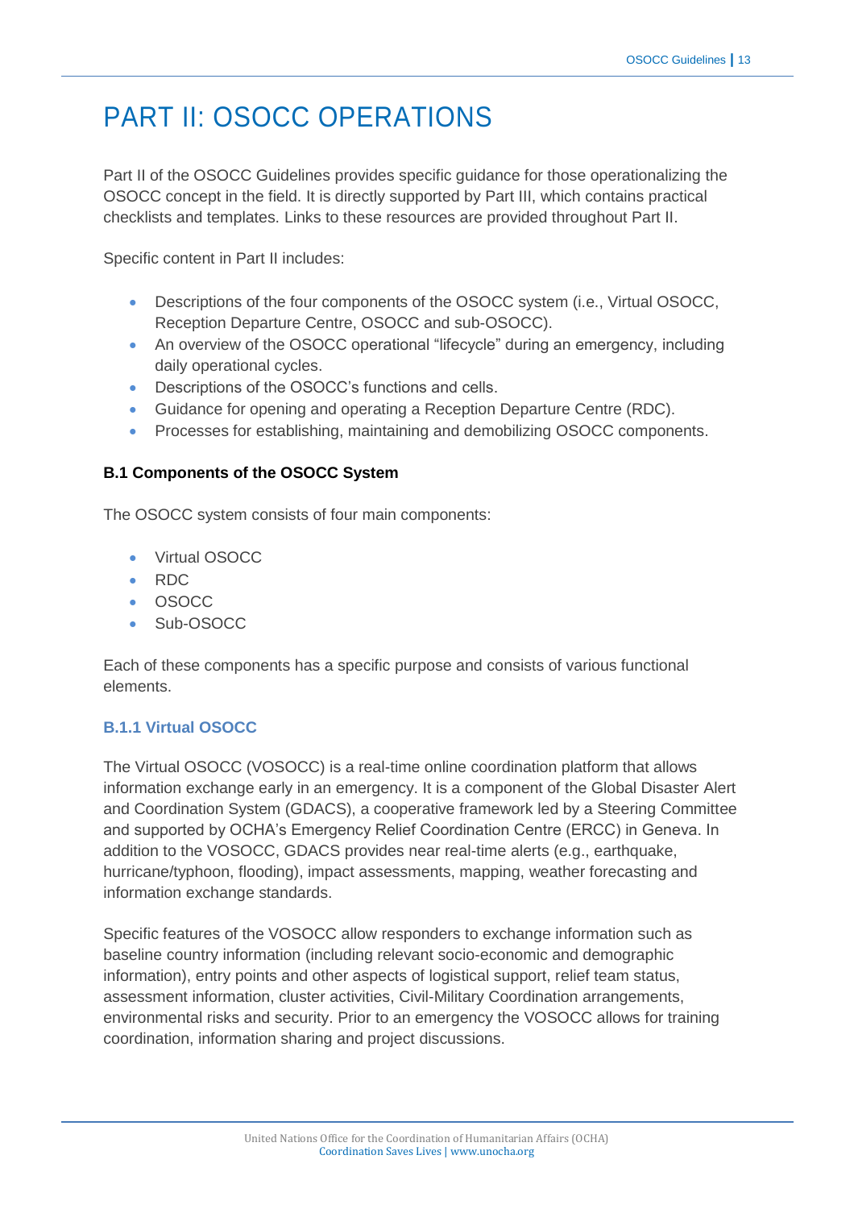# PART II: OSOCC OPERATIONS

Part II of the OSOCC Guidelines provides specific guidance for those operationalizing the OSOCC concept in the field. It is directly supported by Part III, which contains practical checklists and templates. Links to these resources are provided throughout Part II.

Specific content in Part II includes:

- Descriptions of the four components of the OSOCC system (i.e., Virtual OSOCC, Reception Departure Centre, OSOCC and sub-OSOCC).
- An overview of the OSOCC operational "lifecycle" during an emergency, including daily operational cycles.
- Descriptions of the OSOCC's functions and cells.
- Guidance for opening and operating a Reception Departure Centre (RDC).
- Processes for establishing, maintaining and demobilizing OSOCC components.

## B.1 Components of the OSOCC System

The OSOCC system consists of four main components:

- Virtual OSOCC
- RDC
- OSOCC
- Sub-OSOCC

Each of these components has a specific purpose and consists of various functional elements.

### B.1.1 Virtual OSOCC

The Virtual OSOCC (VOSOCC) is a real-time online coordination platform that allows information exchange early in an emergency. It is a component of the Global Disaster Alert and Coordination System (GDACS), a cooperative framework led by a Steering Committee and supported by OCHA's Emergency Relief Coordination Centre (ERCC) in Geneva. In addition to the VOSOCC, GDACS provides near real-time alerts (e.g., earthquake, hurricane/typhoon, flooding), impact assessments, mapping, weather forecasting and information exchange standards.

Specific features of the VOSOCC allow responders to exchange information such as baseline country information (including relevant socio-economic and demographic information), entry points and other aspects of logistical support, relief team status, assessment information, cluster activities, Civil-Military Coordination arrangements, environmental risks and security. Prior to an emergency the VOSOCC allows for training coordination, information sharing and project discussions.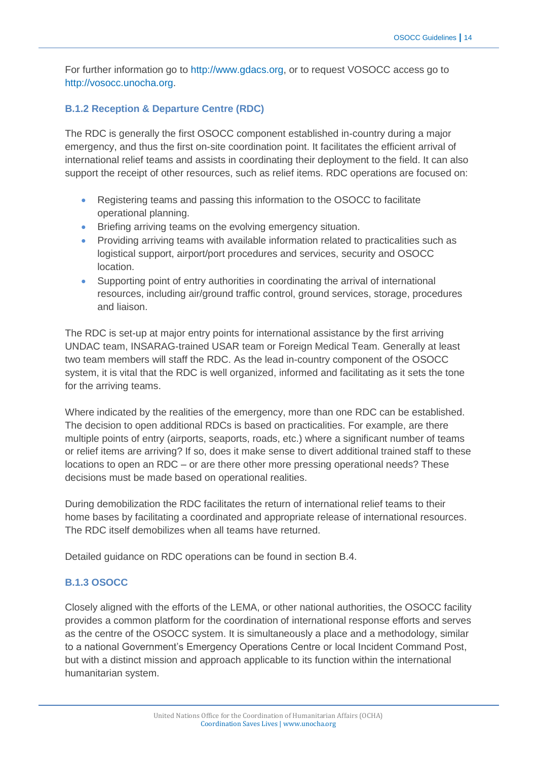For further information go to http://www.gdacs.org, or to request VOSOCC access go to http://vosocc.unocha.org.

### B.1.2 Reception & Departure Centre (RDC)

The RDC is generally the first OSOCC component established in-country during a major emergency, and thus the first on-site coordination point. It facilitates the efficient arrival of international relief teams and assists in coordinating their deployment to the field. It can also support the receipt of other resources, such as relief items. RDC operations are focused on:

- Registering teams and passing this information to the OSOCC to facilitate operational planning.
- Briefing arriving teams on the evolving emergency situation.
- Providing arriving teams with available information related to practicalities such as logistical support, airport/port procedures and services, security and OSOCC location.
- Supporting point of entry authorities in coordinating the arrival of international resources, including air/ground traffic control, ground services, storage, procedures and liaison.

The RDC is set-up at major entry points for international assistance by the first arriving UNDAC team, INSARAG-trained USAR team or Foreign Medical Team. Generally at least two team members will staff the RDC. As the lead in-country component of the OSOCC system, it is vital that the RDC is well organized, informed and facilitating as it sets the tone for the arriving teams.

Where indicated by the realities of the emergency, more than one RDC can be established. The decision to open additional RDCs is based on practicalities. For example, are there multiple points of entry (airports, seaports, roads, etc.) where a significant number of teams or relief items are arriving? If so, does it make sense to divert additional trained staff to these locations to open an RDC – or are there other more pressing operational needs? These decisions must be made based on operational realities.

During demobilization the RDC facilitates the return of international relief teams to their home bases by facilitating a coordinated and appropriate release of international resources. The RDC itself demobilizes when all teams have returned.

Detailed guidance on RDC operations can be found in section B.4.

### B.1.3 OSOCC

Closely aligned with the efforts of the LEMA, or other national authorities, the OSOCC facility provides a common platform for the coordination of international response efforts and serves as the centre of the OSOCC system. It is simultaneously a place and a methodology, similar to a national Government's Emergency Operations Centre or local Incident Command Post, but with a distinct mission and approach applicable to its function within the international humanitarian system.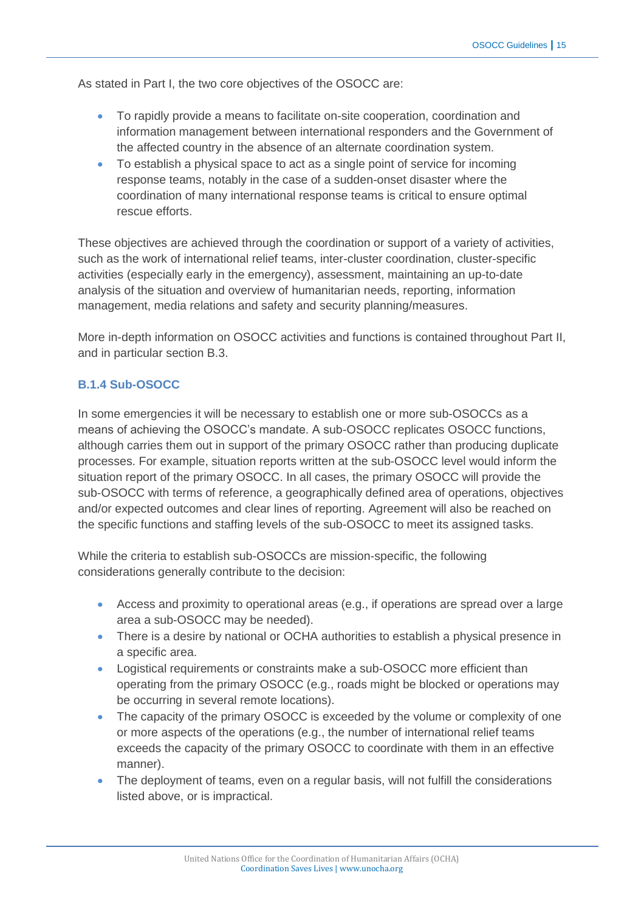As stated in Part I, the two core objectives of the OSOCC are:

- To rapidly provide a means to facilitate on-site cooperation, coordination and information management between international responders and the Government of the affected country in the absence of an alternate coordination system.
- To establish a physical space to act as a single point of service for incoming response teams, notably in the case of a sudden-onset disaster where the coordination of many international response teams is critical to ensure optimal rescue efforts.

These objectives are achieved through the coordination or support of a variety of activities, such as the work of international relief teams, inter-cluster coordination, cluster-specific activities (especially early in the emergency), assessment, maintaining an up-to-date analysis of the situation and overview of humanitarian needs, reporting, information management, media relations and safety and security planning/measures.

More in-depth information on OSOCC activities and functions is contained throughout Part II, and in particular section B.3.

#### B.1.4 Sub-OSOCC

In some emergencies it will be necessary to establish one or more sub-OSOCCs as a means of achieving the OSOCC's mandate. A sub-OSOCC replicates OSOCC functions, although carries them out in support of the primary OSOCC rather than producing duplicate processes. For example, situation reports written at the sub-OSOCC level would inform the situation report of the primary OSOCC. In all cases, the primary OSOCC will provide the sub-OSOCC with terms of reference, a geographically defined area of operations, objectives and/or expected outcomes and clear lines of reporting. Agreement will also be reached on the specific functions and staffing levels of the sub-OSOCC to meet its assigned tasks.

While the criteria to establish sub-OSOCCs are mission-specific, the following considerations generally contribute to the decision:

- Access and proximity to operational areas (e.g., if operations are spread over a large area a sub-OSOCC may be needed).
- There is a desire by national or OCHA authorities to establish a physical presence in a specific area.
- Logistical requirements or constraints make a sub-OSOCC more efficient than operating from the primary OSOCC (e.g., roads might be blocked or operations may be occurring in several remote locations).
- The capacity of the primary OSOCC is exceeded by the volume or complexity of one or more aspects of the operations (e.g., the number of international relief teams exceeds the capacity of the primary OSOCC to coordinate with them in an effective manner).
- The deployment of teams, even on a regular basis, will not fulfill the considerations listed above, or is impractical.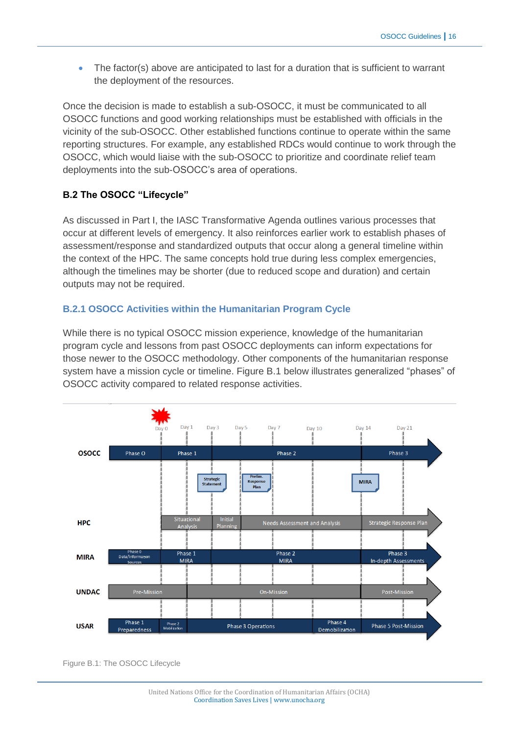- The factor(s) above are anticipated to last for a duration that is sufficient to warrant the deployment of the resources.

Once the decision is made to establish a sub-OSOCC, it must be communicated to all OSOCC functions and good working relationships must be established with officials in the vicinity of the sub-OSOCC. Other established functions continue to operate within the same reporting structures. For example, any established RDCs would continue to work through the OSOCC, which would liaise with the sub-OSOCC to prioritize and coordinate relief team deployments into the sub-OSOCC's area of operations.

### B.2 The OSOCC "Lifecycle"

As discussed in Part I, the IASC Transformative Agenda outlines various processes that occur at different levels of emergency. It also reinforces earlier work to establish phases of assessment/response and standardized outputs that occur along a general timeline within the context of the HPC. The same concepts hold true during less complex emergencies, although the timelines may be shorter (due to reduced scope and duration) and certain outputs may not be required.

#### B.2.1 OSOCC Activities within the Humanitarian Program Cycle

While there is no typical OSOCC mission experience, knowledge of the humanitarian program cycle and lessons from past OSOCC deployments can inform expectations for those newer to the OSOCC methodology. Other components of the humanitarian response system have a mission cycle or timeline. Figure B.1 below illustrates generalized "phases" of OSOCC activity compared to related response activities.

Day 0 | Day 1 | Day 3 | Day 5 | Day 7 | Day 10 | Day 14 | Day 21

**OSOCC**: Phase 0 | Phase 1 | Phase 2 | Phase 3
(Outputs: Strategic Statement; Prelim. Response Plan; MIRA)

**HPC**: Situational Analysis | Initial Planning | Needs Assessment and Analysis | Strategic Response Plan

**MIRA**: Phase 0 Data/Information Sources | Phase 1 MIRA | Phase 2 MIRA | Phase 3 In-depth Assessments

**UNDAC**: Pre-Mission | On-Mission | Post-Mission

**USAR**: Phase 1 Preparedness | Phase 2 Mobilization | Phase 3 Operations | Phase 4 Demobilization | Phase 5 Post-Mission

Figure B.1: The OSOCC Lifecycle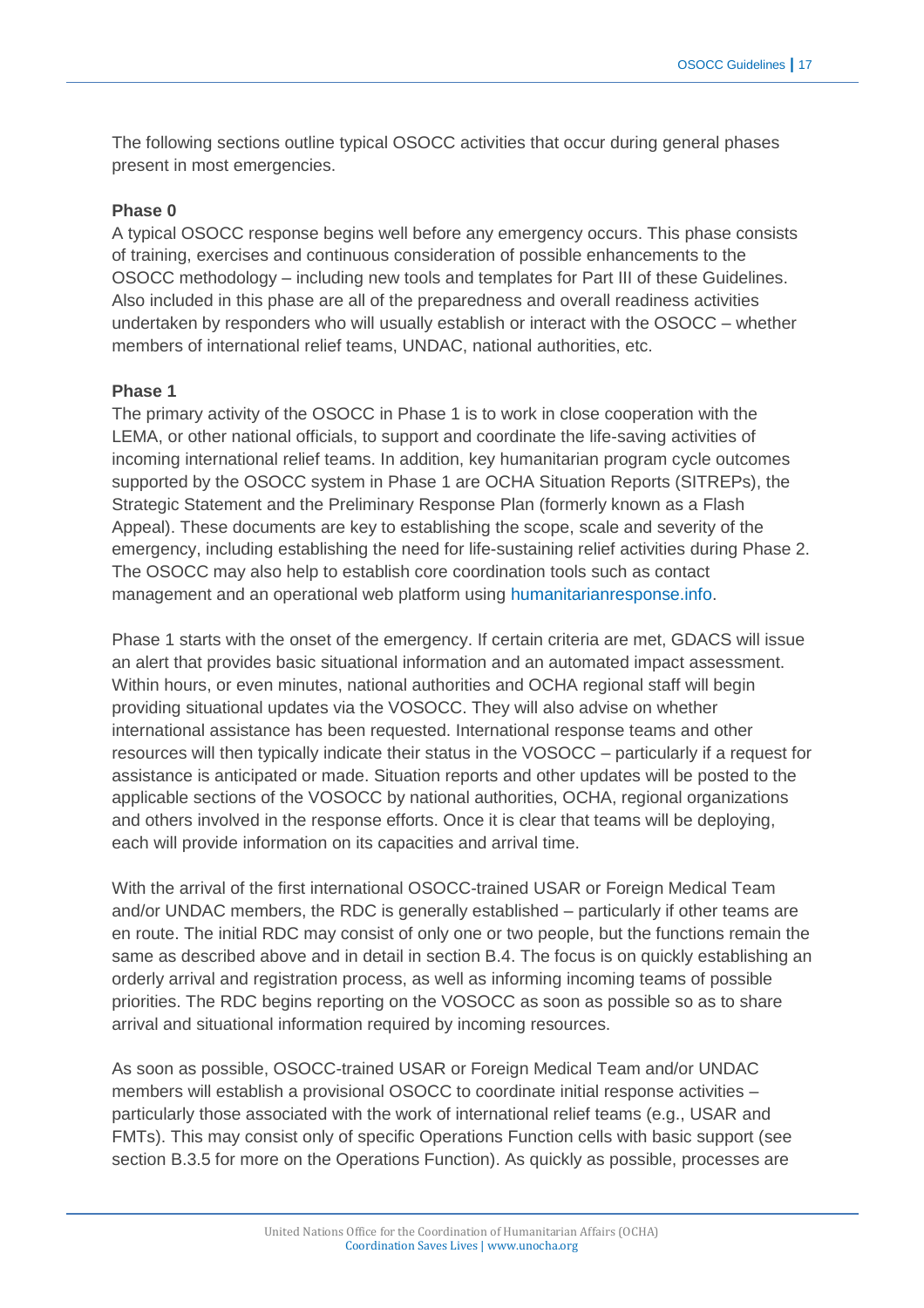The following sections outline typical OSOCC activities that occur during general phases present in most emergencies.

**Phase 0**

A typical OSOCC response begins well before any emergency occurs. This phase consists of training, exercises and continuous consideration of possible enhancements to the OSOCC methodology – including new tools and templates for Part III of these Guidelines. Also included in this phase are all of the preparedness and overall readiness activities undertaken by responders who will usually establish or interact with the OSOCC – whether members of international relief teams, UNDAC, national authorities, etc.

**Phase 1**

The primary activity of the OSOCC in Phase 1 is to work in close cooperation with the LEMA, or other national officials, to support and coordinate the life-saving activities of incoming international relief teams. In addition, key humanitarian program cycle outcomes supported by the OSOCC system in Phase 1 are OCHA Situation Reports (SITREPs), the Strategic Statement and the Preliminary Response Plan (formerly known as a Flash Appeal). These documents are key to establishing the scope, scale and severity of the emergency, including establishing the need for life-sustaining relief activities during Phase 2. The OSOCC may also help to establish core coordination tools such as contact management and an operational web platform using humanitarianresponse.info.

Phase 1 starts with the onset of the emergency. If certain criteria are met, GDACS will issue an alert that provides basic situational information and an automated impact assessment. Within hours, or even minutes, national authorities and OCHA regional staff will begin providing situational updates via the VOSOCC. They will also advise on whether international assistance has been requested. International response teams and other resources will then typically indicate their status in the VOSOCC – particularly if a request for assistance is anticipated or made. Situation reports and other updates will be posted to the applicable sections of the VOSOCC by national authorities, OCHA, regional organizations and others involved in the response efforts. Once it is clear that teams will be deploying, each will provide information on its capacities and arrival time.

With the arrival of the first international OSOCC-trained USAR or Foreign Medical Team and/or UNDAC members, the RDC is generally established – particularly if other teams are en route. The initial RDC may consist of only one or two people, but the functions remain the same as described above and in detail in section B.4. The focus is on quickly establishing an orderly arrival and registration process, as well as informing incoming teams of possible priorities. The RDC begins reporting on the VOSOCC as soon as possible so as to share arrival and situational information required by incoming resources.

As soon as possible, OSOCC-trained USAR or Foreign Medical Team and/or UNDAC members will establish a provisional OSOCC to coordinate initial response activities – particularly those associated with the work of international relief teams (e.g., USAR and FMTs). This may consist only of specific Operations Function cells with basic support (see section B.3.5 for more on the Operations Function). As quickly as possible, processes are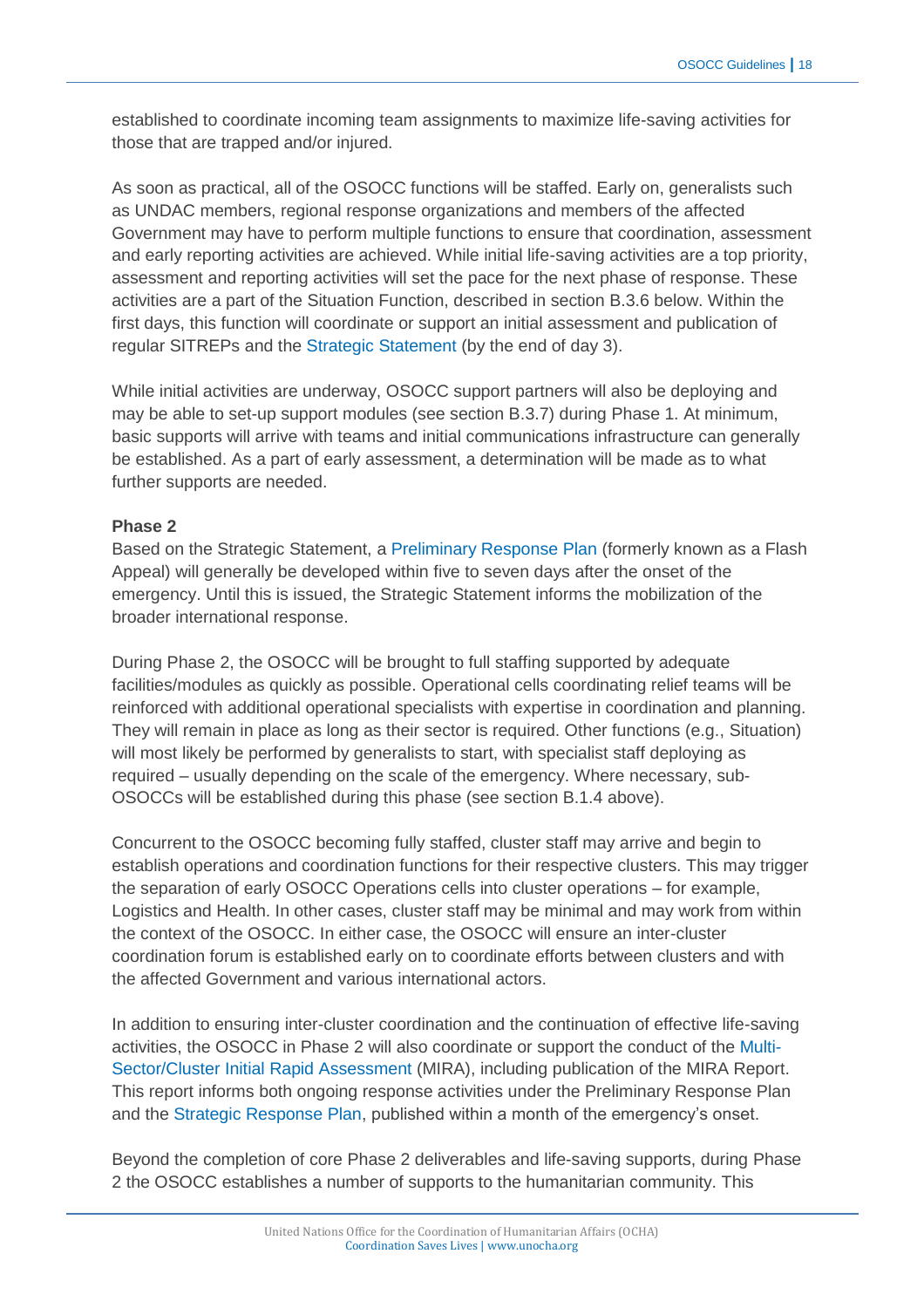established to coordinate incoming team assignments to maximize life-saving activities for those that are trapped and/or injured.

As soon as practical, all of the OSOCC functions will be staffed. Early on, generalists such as UNDAC members, regional response organizations and members of the affected Government may have to perform multiple functions to ensure that coordination, assessment and early reporting activities are achieved. While initial life-saving activities are a top priority, assessment and reporting activities will set the pace for the next phase of response. These activities are a part of the Situation Function, described in section B.3.6 below. Within the first days, this function will coordinate or support an initial assessment and publication of regular SITREPs and the Strategic Statement (by the end of day 3).

While initial activities are underway, OSOCC support partners will also be deploying and may be able to set-up support modules (see section B.3.7) during Phase 1. At minimum, basic supports will arrive with teams and initial communications infrastructure can generally be established. As a part of early assessment, a determination will be made as to what further supports are needed.

**Phase 2**

Based on the Strategic Statement, a Preliminary Response Plan (formerly known as a Flash Appeal) will generally be developed within five to seven days after the onset of the emergency. Until this is issued, the Strategic Statement informs the mobilization of the broader international response.

During Phase 2, the OSOCC will be brought to full staffing supported by adequate facilities/modules as quickly as possible. Operational cells coordinating relief teams will be reinforced with additional operational specialists with expertise in coordination and planning. They will remain in place as long as their sector is required. Other functions (e.g., Situation) will most likely be performed by generalists to start, with specialist staff deploying as required – usually depending on the scale of the emergency. Where necessary, sub-OSOCCs will be established during this phase (see section B.1.4 above).

Concurrent to the OSOCC becoming fully staffed, cluster staff may arrive and begin to establish operations and coordination functions for their respective clusters. This may trigger the separation of early OSOCC Operations cells into cluster operations – for example, Logistics and Health. In other cases, cluster staff may be minimal and may work from within the context of the OSOCC. In either case, the OSOCC will ensure an inter-cluster coordination forum is established early on to coordinate efforts between clusters and with the affected Government and various international actors.

In addition to ensuring inter-cluster coordination and the continuation of effective life-saving activities, the OSOCC in Phase 2 will also coordinate or support the conduct of the Multi-Sector/Cluster Initial Rapid Assessment (MIRA), including publication of the MIRA Report. This report informs both ongoing response activities under the Preliminary Response Plan and the Strategic Response Plan, published within a month of the emergency's onset.

Beyond the completion of core Phase 2 deliverables and life-saving supports, during Phase 2 the OSOCC establishes a number of supports to the humanitarian community. This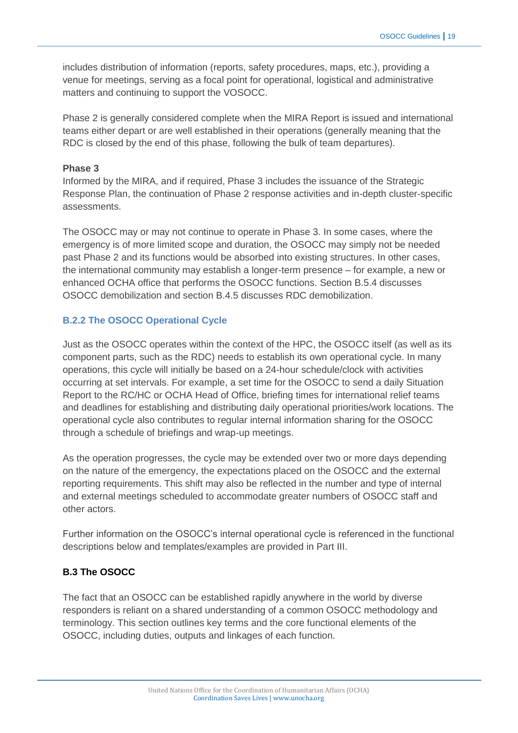includes distribution of information (reports, safety procedures, maps, etc.), providing a venue for meetings, serving as a focal point for operational, logistical and administrative matters and continuing to support the VOSOCC.

Phase 2 is generally considered complete when the MIRA Report is issued and international teams either depart or are well established in their operations (generally meaning that the RDC is closed by the end of this phase, following the bulk of team departures).

**Phase 3**

Informed by the MIRA, and if required, Phase 3 includes the issuance of the Strategic Response Plan, the continuation of Phase 2 response activities and in-depth cluster-specific assessments.

The OSOCC may or may not continue to operate in Phase 3. In some cases, where the emergency is of more limited scope and duration, the OSOCC may simply not be needed past Phase 2 and its functions would be absorbed into existing structures. In other cases, the international community may establish a longer-term presence – for example, a new or enhanced OCHA office that performs the OSOCC functions. Section B.5.4 discusses OSOCC demobilization and section B.4.5 discusses RDC demobilization.

### B.2.2 The OSOCC Operational Cycle

Just as the OSOCC operates within the context of the HPC, the OSOCC itself (as well as its component parts, such as the RDC) needs to establish its own operational cycle. In many operations, this cycle will initially be based on a 24-hour schedule/clock with activities occurring at set intervals. For example, a set time for the OSOCC to send a daily Situation Report to the RC/HC or OCHA Head of Office, briefing times for international relief teams and deadlines for establishing and distributing daily operational priorities/work locations. The operational cycle also contributes to regular internal information sharing for the OSOCC through a schedule of briefings and wrap-up meetings.

As the operation progresses, the cycle may be extended over two or more days depending on the nature of the emergency, the expectations placed on the OSOCC and the external reporting requirements. This shift may also be reflected in the number and type of internal and external meetings scheduled to accommodate greater numbers of OSOCC staff and other actors.

Further information on the OSOCC's internal operational cycle is referenced in the functional descriptions below and templates/examples are provided in Part III.

## B.3 The OSOCC

The fact that an OSOCC can be established rapidly anywhere in the world by diverse responders is reliant on a shared understanding of a common OSOCC methodology and terminology. This section outlines key terms and the core functional elements of the OSOCC, including duties, outputs and linkages of each function.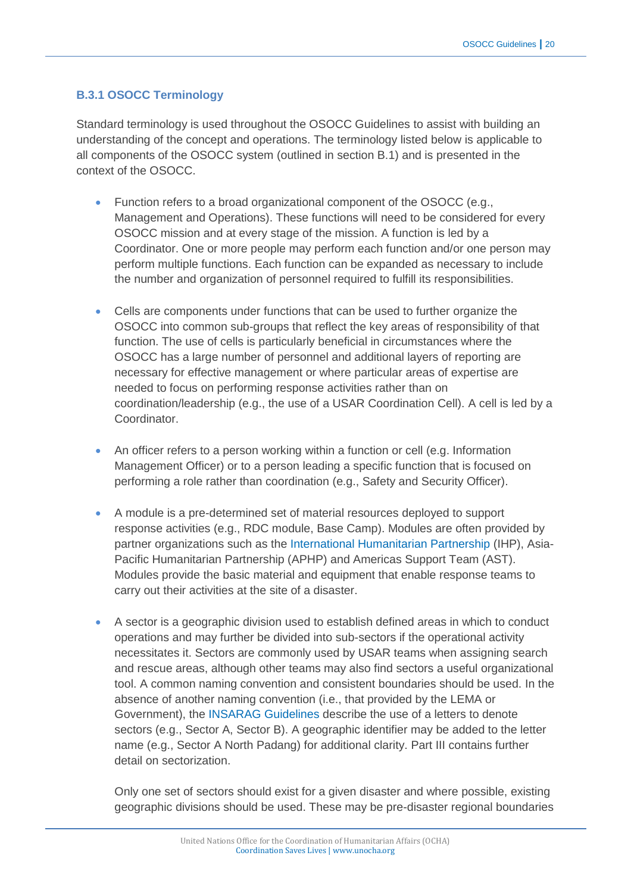### B.3.1 OSOCC Terminology

Standard terminology is used throughout the OSOCC Guidelines to assist with building an understanding of the concept and operations. The terminology listed below is applicable to all components of the OSOCC system (outlined in section B.1) and is presented in the context of the OSOCC.

- Function refers to a broad organizational component of the OSOCC (e.g., Management and Operations). These functions will need to be considered for every OSOCC mission and at every stage of the mission. A function is led by a Coordinator. One or more people may perform each function and/or one person may perform multiple functions. Each function can be expanded as necessary to include the number and organization of personnel required to fulfill its responsibilities.

- Cells are components under functions that can be used to further organize the OSOCC into common sub-groups that reflect the key areas of responsibility of that function. The use of cells is particularly beneficial in circumstances where the OSOCC has a large number of personnel and additional layers of reporting are necessary for effective management or where particular areas of expertise are needed to focus on performing response activities rather than on coordination/leadership (e.g., the use of a USAR Coordination Cell). A cell is led by a Coordinator.

- An officer refers to a person working within a function or cell (e.g. Information Management Officer) or to a person leading a specific function that is focused on performing a role rather than coordination (e.g., Safety and Security Officer).

- A module is a pre-determined set of material resources deployed to support response activities (e.g., RDC module, Base Camp). Modules are often provided by partner organizations such as the International Humanitarian Partnership (IHP), Asia-Pacific Humanitarian Partnership (APHP) and Americas Support Team (AST). Modules provide the basic material and equipment that enable response teams to carry out their activities at the site of a disaster.

- A sector is a geographic division used to establish defined areas in which to conduct operations and may further be divided into sub-sectors if the operational activity necessitates it. Sectors are commonly used by USAR teams when assigning search and rescue areas, although other teams may also find sectors a useful organizational tool. A common naming convention and consistent boundaries should be used. In the absence of another naming convention (i.e., that provided by the LEMA or Government), the INSARAG Guidelines describe the use of a letters to denote sectors (e.g., Sector A, Sector B). A geographic identifier may be added to the letter name (e.g., Sector A North Padang) for additional clarity. Part III contains further detail on sectorization.

  Only one set of sectors should exist for a given disaster and where possible, existing geographic divisions should be used. These may be pre-disaster regional boundaries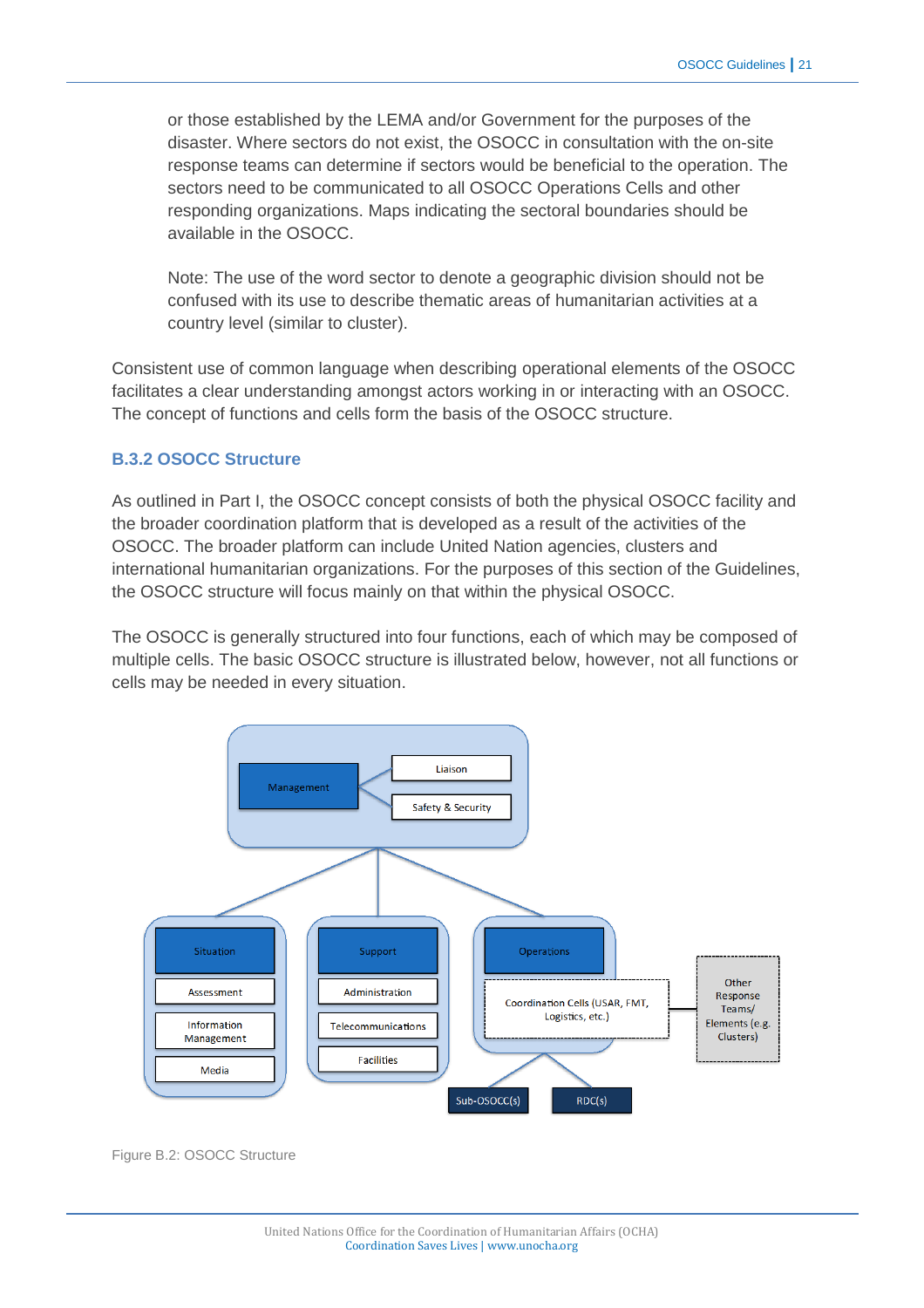or those established by the LEMA and/or Government for the purposes of the disaster. Where sectors do not exist, the OSOCC in consultation with the on-site response teams can determine if sectors would be beneficial to the operation. The sectors need to be communicated to all OSOCC Operations Cells and other responding organizations. Maps indicating the sectoral boundaries should be available in the OSOCC.

Note: The use of the word sector to denote a geographic division should not be confused with its use to describe thematic areas of humanitarian activities at a country level (similar to cluster).

Consistent use of common language when describing operational elements of the OSOCC facilitates a clear understanding amongst actors working in or interacting with an OSOCC. The concept of functions and cells form the basis of the OSOCC structure.

### B.3.2 OSOCC Structure

As outlined in Part I, the OSOCC concept consists of both the physical OSOCC facility and the broader coordination platform that is developed as a result of the activities of the OSOCC. The broader platform can include United Nation agencies, clusters and international humanitarian organizations. For the purposes of this section of the Guidelines, the OSOCC structure will focus mainly on that within the physical OSOCC.

The OSOCC is generally structured into four functions, each of which may be composed of multiple cells. The basic OSOCC structure is illustrated below, however, not all functions or cells may be needed in every situation.

Management
Liaison
Safety & Security

Situation
Assessment
Information Management
Media

Support
Administration
Telecommunications
Facilities

Operations
Coordination Cells (USAR, FMT, Logistics, etc.)
Sub-OSOCC(s)
RDC(s)

Other Response Teams/ Elements (e.g. Clusters)

Figure B.2: OSOCC Structure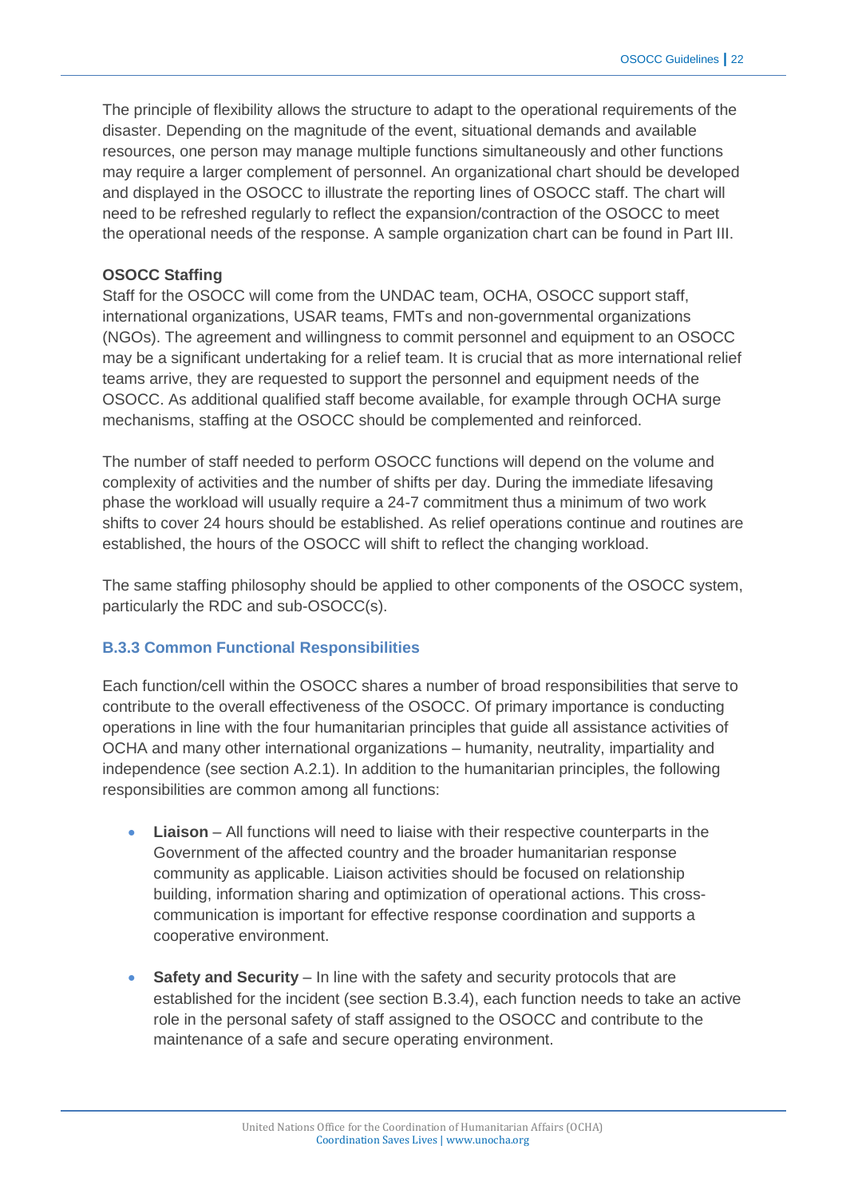The principle of flexibility allows the structure to adapt to the operational requirements of the disaster. Depending on the magnitude of the event, situational demands and available resources, one person may manage multiple functions simultaneously and other functions may require a larger complement of personnel. An organizational chart should be developed and displayed in the OSOCC to illustrate the reporting lines of OSOCC staff. The chart will need to be refreshed regularly to reflect the expansion/contraction of the OSOCC to meet the operational needs of the response. A sample organization chart can be found in Part III.

**OSOCC Staffing**

Staff for the OSOCC will come from the UNDAC team, OCHA, OSOCC support staff, international organizations, USAR teams, FMTs and non-governmental organizations (NGOs). The agreement and willingness to commit personnel and equipment to an OSOCC may be a significant undertaking for a relief team. It is crucial that as more international relief teams arrive, they are requested to support the personnel and equipment needs of the OSOCC. As additional qualified staff become available, for example through OCHA surge mechanisms, staffing at the OSOCC should be complemented and reinforced.

The number of staff needed to perform OSOCC functions will depend on the volume and complexity of activities and the number of shifts per day. During the immediate lifesaving phase the workload will usually require a 24-7 commitment thus a minimum of two work shifts to cover 24 hours should be established. As relief operations continue and routines are established, the hours of the OSOCC will shift to reflect the changing workload.

The same staffing philosophy should be applied to other components of the OSOCC system, particularly the RDC and sub-OSOCC(s).

### B.3.3 Common Functional Responsibilities

Each function/cell within the OSOCC shares a number of broad responsibilities that serve to contribute to the overall effectiveness of the OSOCC. Of primary importance is conducting operations in line with the four humanitarian principles that guide all assistance activities of OCHA and many other international organizations – humanity, neutrality, impartiality and independence (see section A.2.1). In addition to the humanitarian principles, the following responsibilities are common among all functions:

- **Liaison** – All functions will need to liaise with their respective counterparts in the Government of the affected country and the broader humanitarian response community as applicable. Liaison activities should be focused on relationship building, information sharing and optimization of operational actions. This cross-communication is important for effective response coordination and supports a cooperative environment.

- **Safety and Security** – In line with the safety and security protocols that are established for the incident (see section B.3.4), each function needs to take an active role in the personal safety of staff assigned to the OSOCC and contribute to the maintenance of a safe and secure operating environment.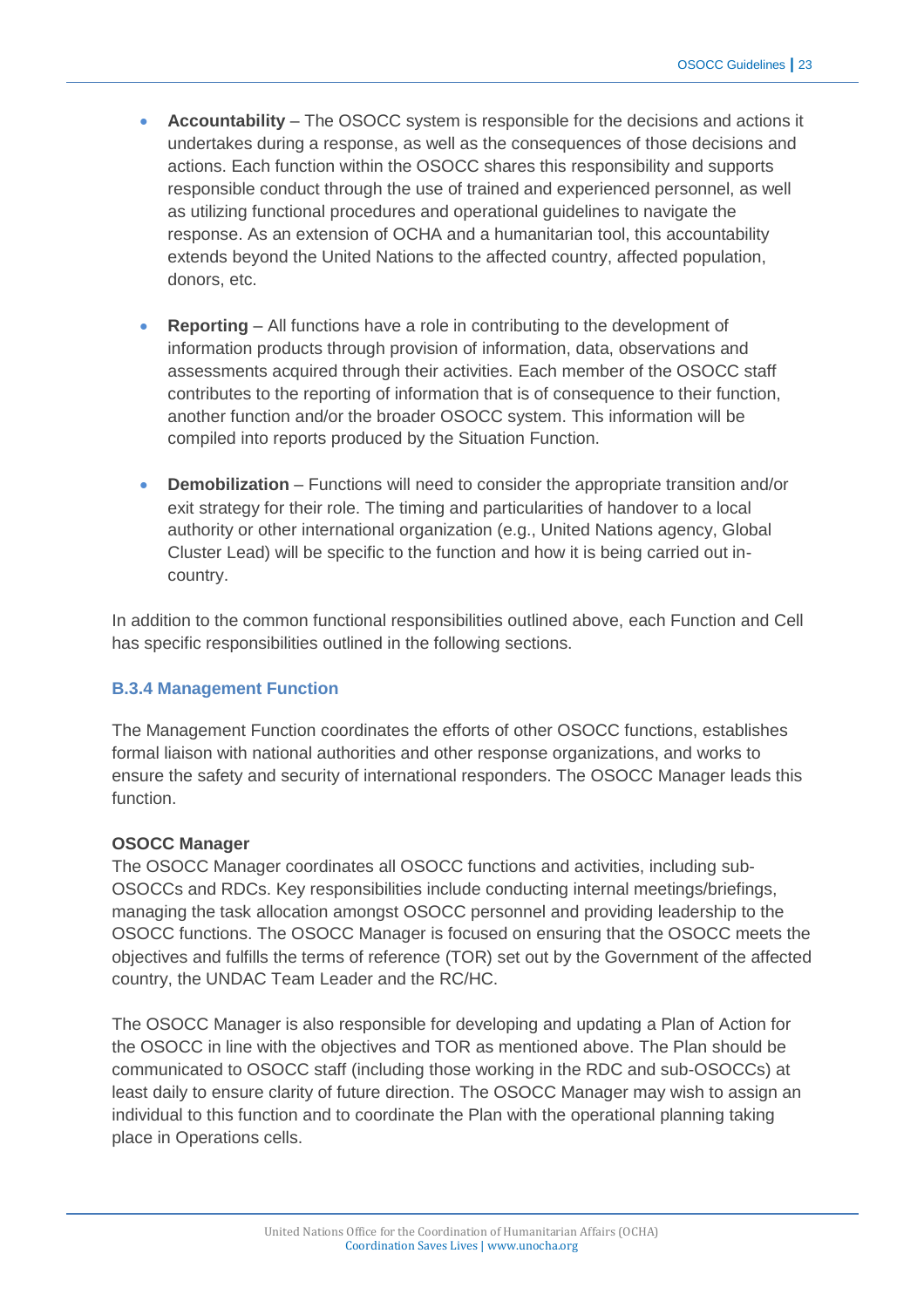- **Accountability** – The OSOCC system is responsible for the decisions and actions it undertakes during a response, as well as the consequences of those decisions and actions. Each function within the OSOCC shares this responsibility and supports responsible conduct through the use of trained and experienced personnel, as well as utilizing functional procedures and operational guidelines to navigate the response. As an extension of OCHA and a humanitarian tool, this accountability extends beyond the United Nations to the affected country, affected population, donors, etc.

- **Reporting** – All functions have a role in contributing to the development of information products through provision of information, data, observations and assessments acquired through their activities. Each member of the OSOCC staff contributes to the reporting of information that is of consequence to their function, another function and/or the broader OSOCC system. This information will be compiled into reports produced by the Situation Function.

- **Demobilization** – Functions will need to consider the appropriate transition and/or exit strategy for their role. The timing and particularities of handover to a local authority or other international organization (e.g., United Nations agency, Global Cluster Lead) will be specific to the function and how it is being carried out in-country.

In addition to the common functional responsibilities outlined above, each Function and Cell has specific responsibilities outlined in the following sections.

### B.3.4 Management Function

The Management Function coordinates the efforts of other OSOCC functions, establishes formal liaison with national authorities and other response organizations, and works to ensure the safety and security of international responders. The OSOCC Manager leads this function.

**OSOCC Manager**

The OSOCC Manager coordinates all OSOCC functions and activities, including sub-OSOCCs and RDCs. Key responsibilities include conducting internal meetings/briefings, managing the task allocation amongst OSOCC personnel and providing leadership to the OSOCC functions. The OSOCC Manager is focused on ensuring that the OSOCC meets the objectives and fulfills the terms of reference (TOR) set out by the Government of the affected country, the UNDAC Team Leader and the RC/HC.

The OSOCC Manager is also responsible for developing and updating a Plan of Action for the OSOCC in line with the objectives and TOR as mentioned above. The Plan should be communicated to OSOCC staff (including those working in the RDC and sub-OSOCCs) at least daily to ensure clarity of future direction. The OSOCC Manager may wish to assign an individual to this function and to coordinate the Plan with the operational planning taking place in Operations cells.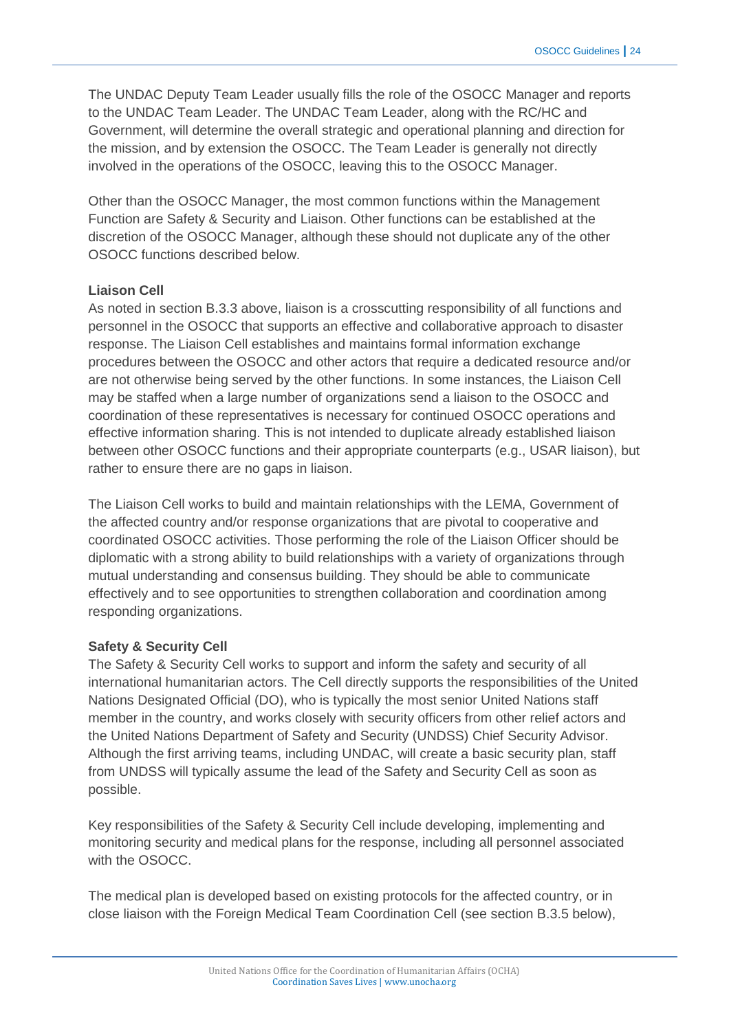The UNDAC Deputy Team Leader usually fills the role of the OSOCC Manager and reports to the UNDAC Team Leader. The UNDAC Team Leader, along with the RC/HC and Government, will determine the overall strategic and operational planning and direction for the mission, and by extension the OSOCC. The Team Leader is generally not directly involved in the operations of the OSOCC, leaving this to the OSOCC Manager.

Other than the OSOCC Manager, the most common functions within the Management Function are Safety & Security and Liaison. Other functions can be established at the discretion of the OSOCC Manager, although these should not duplicate any of the other OSOCC functions described below.

**Liaison Cell**

As noted in section B.3.3 above, liaison is a crosscutting responsibility of all functions and personnel in the OSOCC that supports an effective and collaborative approach to disaster response. The Liaison Cell establishes and maintains formal information exchange procedures between the OSOCC and other actors that require a dedicated resource and/or are not otherwise being served by the other functions. In some instances, the Liaison Cell may be staffed when a large number of organizations send a liaison to the OSOCC and coordination of these representatives is necessary for continued OSOCC operations and effective information sharing. This is not intended to duplicate already established liaison between other OSOCC functions and their appropriate counterparts (e.g., USAR liaison), but rather to ensure there are no gaps in liaison.

The Liaison Cell works to build and maintain relationships with the LEMA, Government of the affected country and/or response organizations that are pivotal to cooperative and coordinated OSOCC activities. Those performing the role of the Liaison Officer should be diplomatic with a strong ability to build relationships with a variety of organizations through mutual understanding and consensus building. They should be able to communicate effectively and to see opportunities to strengthen collaboration and coordination among responding organizations.

**Safety & Security Cell**

The Safety & Security Cell works to support and inform the safety and security of all international humanitarian actors. The Cell directly supports the responsibilities of the United Nations Designated Official (DO), who is typically the most senior United Nations staff member in the country, and works closely with security officers from other relief actors and the United Nations Department of Safety and Security (UNDSS) Chief Security Advisor. Although the first arriving teams, including UNDAC, will create a basic security plan, staff from UNDSS will typically assume the lead of the Safety and Security Cell as soon as possible.

Key responsibilities of the Safety & Security Cell include developing, implementing and monitoring security and medical plans for the response, including all personnel associated with the OSOCC.

The medical plan is developed based on existing protocols for the affected country, or in close liaison with the Foreign Medical Team Coordination Cell (see section B.3.5 below),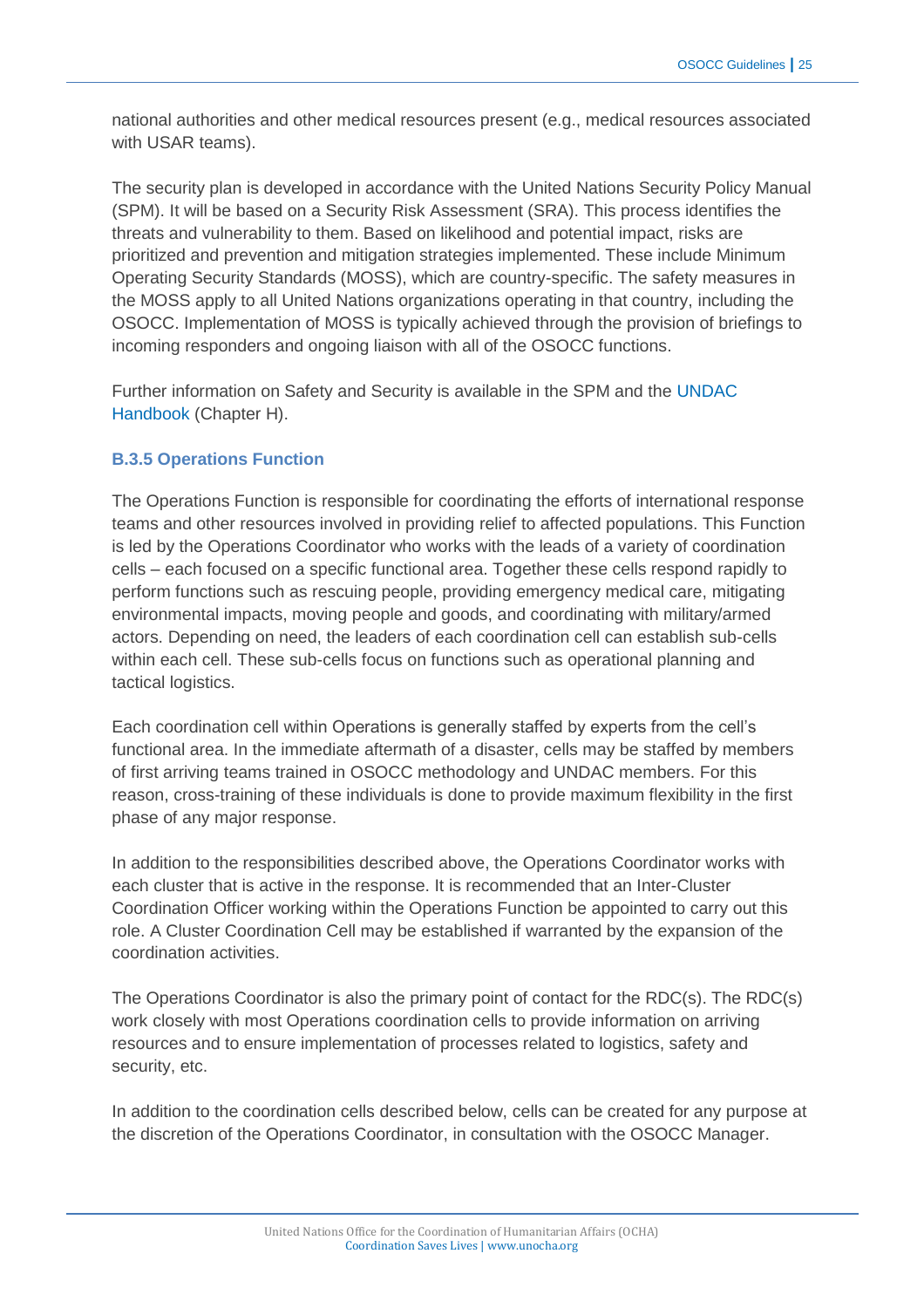national authorities and other medical resources present (e.g., medical resources associated with USAR teams).

The security plan is developed in accordance with the United Nations Security Policy Manual (SPM). It will be based on a Security Risk Assessment (SRA). This process identifies the threats and vulnerability to them. Based on likelihood and potential impact, risks are prioritized and prevention and mitigation strategies implemented. These include Minimum Operating Security Standards (MOSS), which are country-specific. The safety measures in the MOSS apply to all United Nations organizations operating in that country, including the OSOCC. Implementation of MOSS is typically achieved through the provision of briefings to incoming responders and ongoing liaison with all of the OSOCC functions.

Further information on Safety and Security is available in the SPM and the UNDAC Handbook (Chapter H).

### B.3.5 Operations Function

The Operations Function is responsible for coordinating the efforts of international response teams and other resources involved in providing relief to affected populations. This Function is led by the Operations Coordinator who works with the leads of a variety of coordination cells – each focused on a specific functional area. Together these cells respond rapidly to perform functions such as rescuing people, providing emergency medical care, mitigating environmental impacts, moving people and goods, and coordinating with military/armed actors. Depending on need, the leaders of each coordination cell can establish sub-cells within each cell. These sub-cells focus on functions such as operational planning and tactical logistics.

Each coordination cell within Operations is generally staffed by experts from the cell's functional area. In the immediate aftermath of a disaster, cells may be staffed by members of first arriving teams trained in OSOCC methodology and UNDAC members. For this reason, cross-training of these individuals is done to provide maximum flexibility in the first phase of any major response.

In addition to the responsibilities described above, the Operations Coordinator works with each cluster that is active in the response. It is recommended that an Inter-Cluster Coordination Officer working within the Operations Function be appointed to carry out this role. A Cluster Coordination Cell may be established if warranted by the expansion of the coordination activities.

The Operations Coordinator is also the primary point of contact for the RDC(s). The RDC(s) work closely with most Operations coordination cells to provide information on arriving resources and to ensure implementation of processes related to logistics, safety and security, etc.

In addition to the coordination cells described below, cells can be created for any purpose at the discretion of the Operations Coordinator, in consultation with the OSOCC Manager.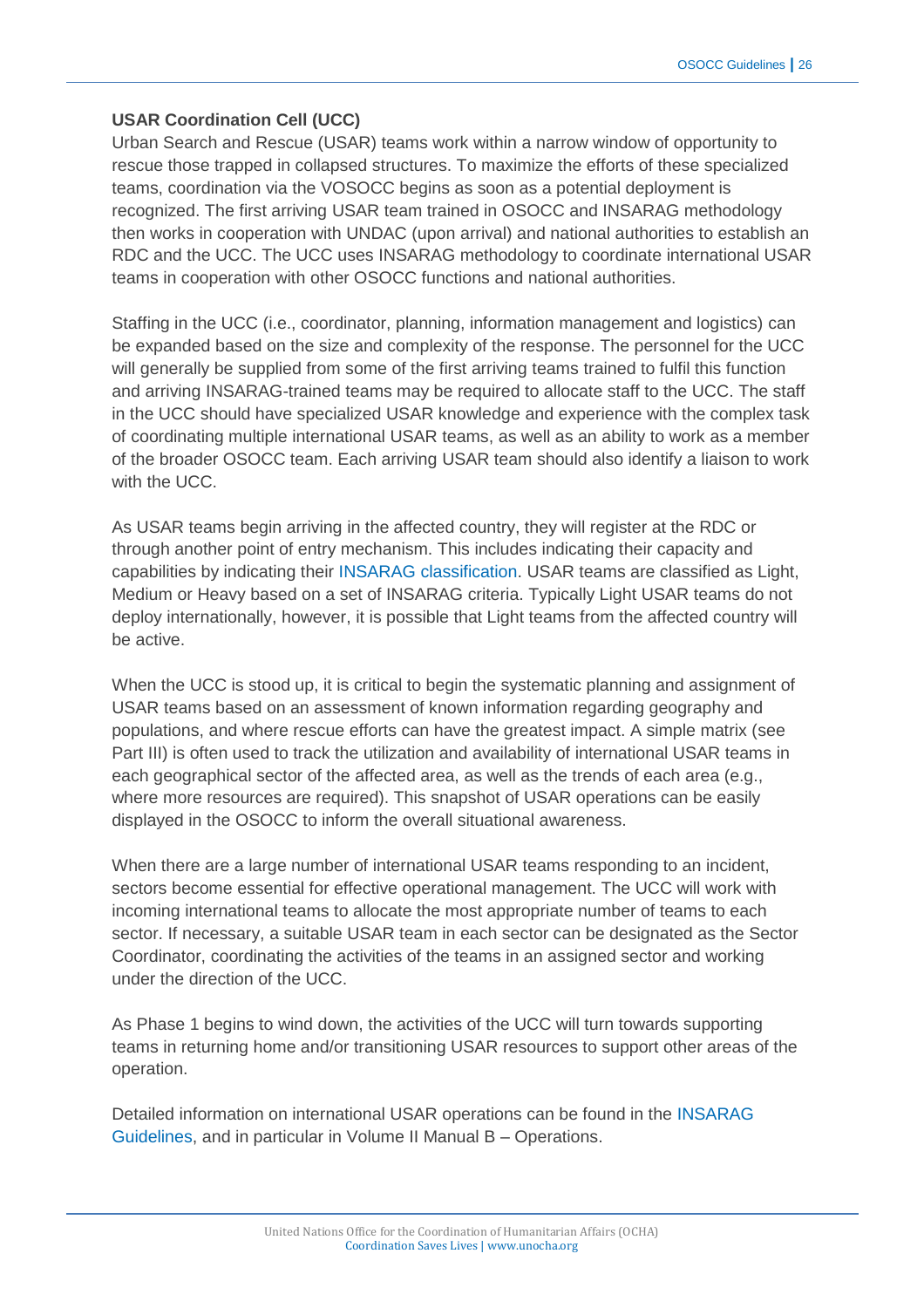**USAR Coordination Cell (UCC)**

Urban Search and Rescue (USAR) teams work within a narrow window of opportunity to rescue those trapped in collapsed structures. To maximize the efforts of these specialized teams, coordination via the VOSOCC begins as soon as a potential deployment is recognized. The first arriving USAR team trained in OSOCC and INSARAG methodology then works in cooperation with UNDAC (upon arrival) and national authorities to establish an RDC and the UCC. The UCC uses INSARAG methodology to coordinate international USAR teams in cooperation with other OSOCC functions and national authorities.

Staffing in the UCC (i.e., coordinator, planning, information management and logistics) can be expanded based on the size and complexity of the response. The personnel for the UCC will generally be supplied from some of the first arriving teams trained to fulfil this function and arriving INSARAG-trained teams may be required to allocate staff to the UCC. The staff in the UCC should have specialized USAR knowledge and experience with the complex task of coordinating multiple international USAR teams, as well as an ability to work as a member of the broader OSOCC team. Each arriving USAR team should also identify a liaison to work with the UCC.

As USAR teams begin arriving in the affected country, they will register at the RDC or through another point of entry mechanism. This includes indicating their capacity and capabilities by indicating their INSARAG classification. USAR teams are classified as Light, Medium or Heavy based on a set of INSARAG criteria. Typically Light USAR teams do not deploy internationally, however, it is possible that Light teams from the affected country will be active.

When the UCC is stood up, it is critical to begin the systematic planning and assignment of USAR teams based on an assessment of known information regarding geography and populations, and where rescue efforts can have the greatest impact. A simple matrix (see Part III) is often used to track the utilization and availability of international USAR teams in each geographical sector of the affected area, as well as the trends of each area (e.g., where more resources are required). This snapshot of USAR operations can be easily displayed in the OSOCC to inform the overall situational awareness.

When there are a large number of international USAR teams responding to an incident, sectors become essential for effective operational management. The UCC will work with incoming international teams to allocate the most appropriate number of teams to each sector. If necessary, a suitable USAR team in each sector can be designated as the Sector Coordinator, coordinating the activities of the teams in an assigned sector and working under the direction of the UCC.

As Phase 1 begins to wind down, the activities of the UCC will turn towards supporting teams in returning home and/or transitioning USAR resources to support other areas of the operation.

Detailed information on international USAR operations can be found in the INSARAG Guidelines, and in particular in Volume II Manual B – Operations.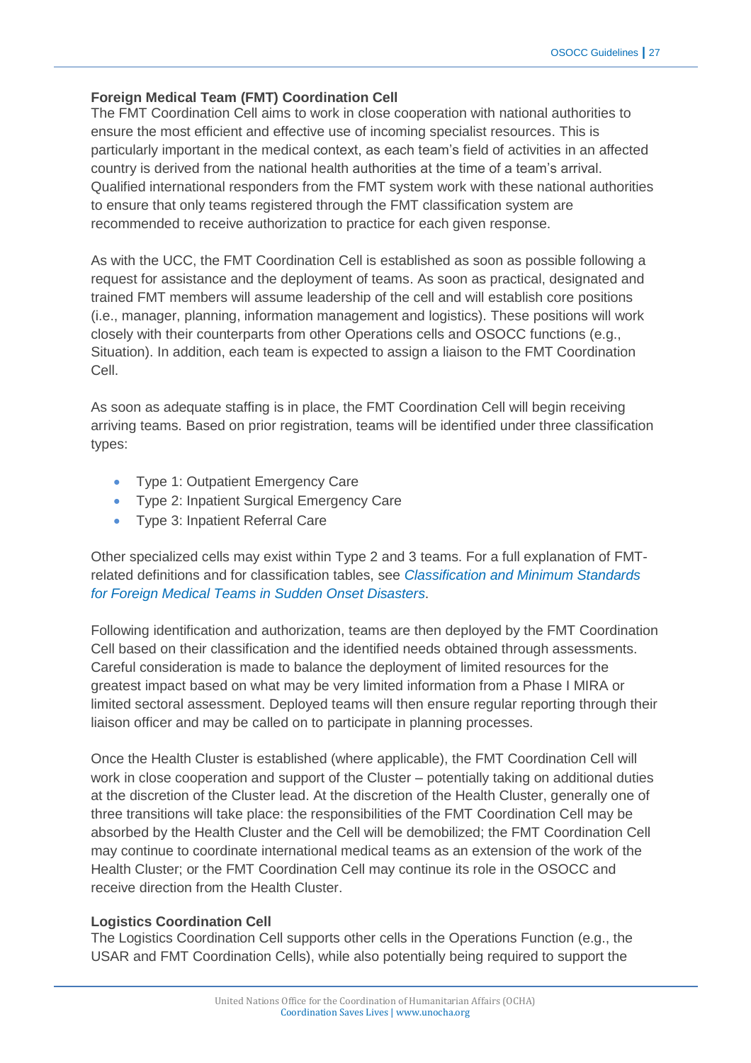**Foreign Medical Team (FMT) Coordination Cell**

The FMT Coordination Cell aims to work in close cooperation with national authorities to ensure the most efficient and effective use of incoming specialist resources. This is particularly important in the medical context, as each team's field of activities in an affected country is derived from the national health authorities at the time of a team's arrival. Qualified international responders from the FMT system work with these national authorities to ensure that only teams registered through the FMT classification system are recommended to receive authorization to practice for each given response.

As with the UCC, the FMT Coordination Cell is established as soon as possible following a request for assistance and the deployment of teams. As soon as practical, designated and trained FMT members will assume leadership of the cell and will establish core positions (i.e., manager, planning, information management and logistics). These positions will work closely with their counterparts from other Operations cells and OSOCC functions (e.g., Situation). In addition, each team is expected to assign a liaison to the FMT Coordination Cell.

As soon as adequate staffing is in place, the FMT Coordination Cell will begin receiving arriving teams. Based on prior registration, teams will be identified under three classification types:

- Type 1: Outpatient Emergency Care
- Type 2: Inpatient Surgical Emergency Care
- Type 3: Inpatient Referral Care

Other specialized cells may exist within Type 2 and 3 teams. For a full explanation of FMT-related definitions and for classification tables, see *Classification and Minimum Standards for Foreign Medical Teams in Sudden Onset Disasters*.

Following identification and authorization, teams are then deployed by the FMT Coordination Cell based on their classification and the identified needs obtained through assessments. Careful consideration is made to balance the deployment of limited resources for the greatest impact based on what may be very limited information from a Phase I MIRA or limited sectoral assessment. Deployed teams will then ensure regular reporting through their liaison officer and may be called on to participate in planning processes.

Once the Health Cluster is established (where applicable), the FMT Coordination Cell will work in close cooperation and support of the Cluster – potentially taking on additional duties at the discretion of the Cluster lead. At the discretion of the Health Cluster, generally one of three transitions will take place: the responsibilities of the FMT Coordination Cell may be absorbed by the Health Cluster and the Cell will be demobilized; the FMT Coordination Cell may continue to coordinate international medical teams as an extension of the work of the Health Cluster; or the FMT Coordination Cell may continue its role in the OSOCC and receive direction from the Health Cluster.

**Logistics Coordination Cell**

The Logistics Coordination Cell supports other cells in the Operations Function (e.g., the USAR and FMT Coordination Cells), while also potentially being required to support the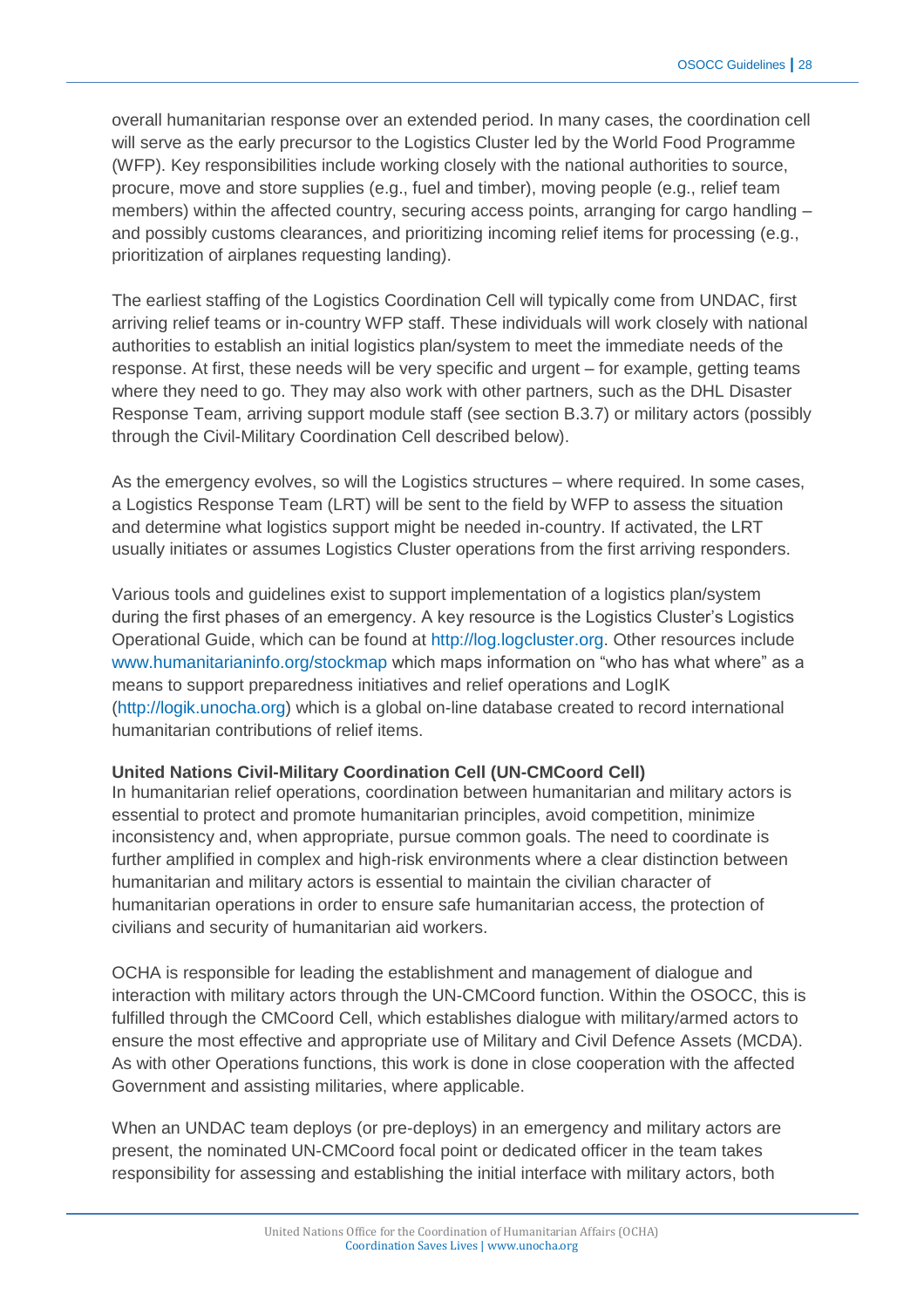overall humanitarian response over an extended period. In many cases, the coordination cell will serve as the early precursor to the Logistics Cluster led by the World Food Programme (WFP). Key responsibilities include working closely with the national authorities to source, procure, move and store supplies (e.g., fuel and timber), moving people (e.g., relief team members) within the affected country, securing access points, arranging for cargo handling – and possibly customs clearances, and prioritizing incoming relief items for processing (e.g., prioritization of airplanes requesting landing).

The earliest staffing of the Logistics Coordination Cell will typically come from UNDAC, first arriving relief teams or in-country WFP staff. These individuals will work closely with national authorities to establish an initial logistics plan/system to meet the immediate needs of the response. At first, these needs will be very specific and urgent – for example, getting teams where they need to go. They may also work with other partners, such as the DHL Disaster Response Team, arriving support module staff (see section B.3.7) or military actors (possibly through the Civil-Military Coordination Cell described below).

As the emergency evolves, so will the Logistics structures – where required. In some cases, a Logistics Response Team (LRT) will be sent to the field by WFP to assess the situation and determine what logistics support might be needed in-country. If activated, the LRT usually initiates or assumes Logistics Cluster operations from the first arriving responders.

Various tools and guidelines exist to support implementation of a logistics plan/system during the first phases of an emergency. A key resource is the Logistics Cluster's Logistics Operational Guide, which can be found at http://log.logcluster.org. Other resources include www.humanitarianinfo.org/stockmap which maps information on "who has what where" as a means to support preparedness initiatives and relief operations and LogIK (http://logik.unocha.org) which is a global on-line database created to record international humanitarian contributions of relief items.

**United Nations Civil-Military Coordination Cell (UN-CMCoord Cell)**

In humanitarian relief operations, coordination between humanitarian and military actors is essential to protect and promote humanitarian principles, avoid competition, minimize inconsistency and, when appropriate, pursue common goals. The need to coordinate is further amplified in complex and high-risk environments where a clear distinction between humanitarian and military actors is essential to maintain the civilian character of humanitarian operations in order to ensure safe humanitarian access, the protection of civilians and security of humanitarian aid workers.

OCHA is responsible for leading the establishment and management of dialogue and interaction with military actors through the UN-CMCoord function. Within the OSOCC, this is fulfilled through the CMCoord Cell, which establishes dialogue with military/armed actors to ensure the most effective and appropriate use of Military and Civil Defence Assets (MCDA). As with other Operations functions, this work is done in close cooperation with the affected Government and assisting militaries, where applicable.

When an UNDAC team deploys (or pre-deploys) in an emergency and military actors are present, the nominated UN-CMCoord focal point or dedicated officer in the team takes responsibility for assessing and establishing the initial interface with military actors, both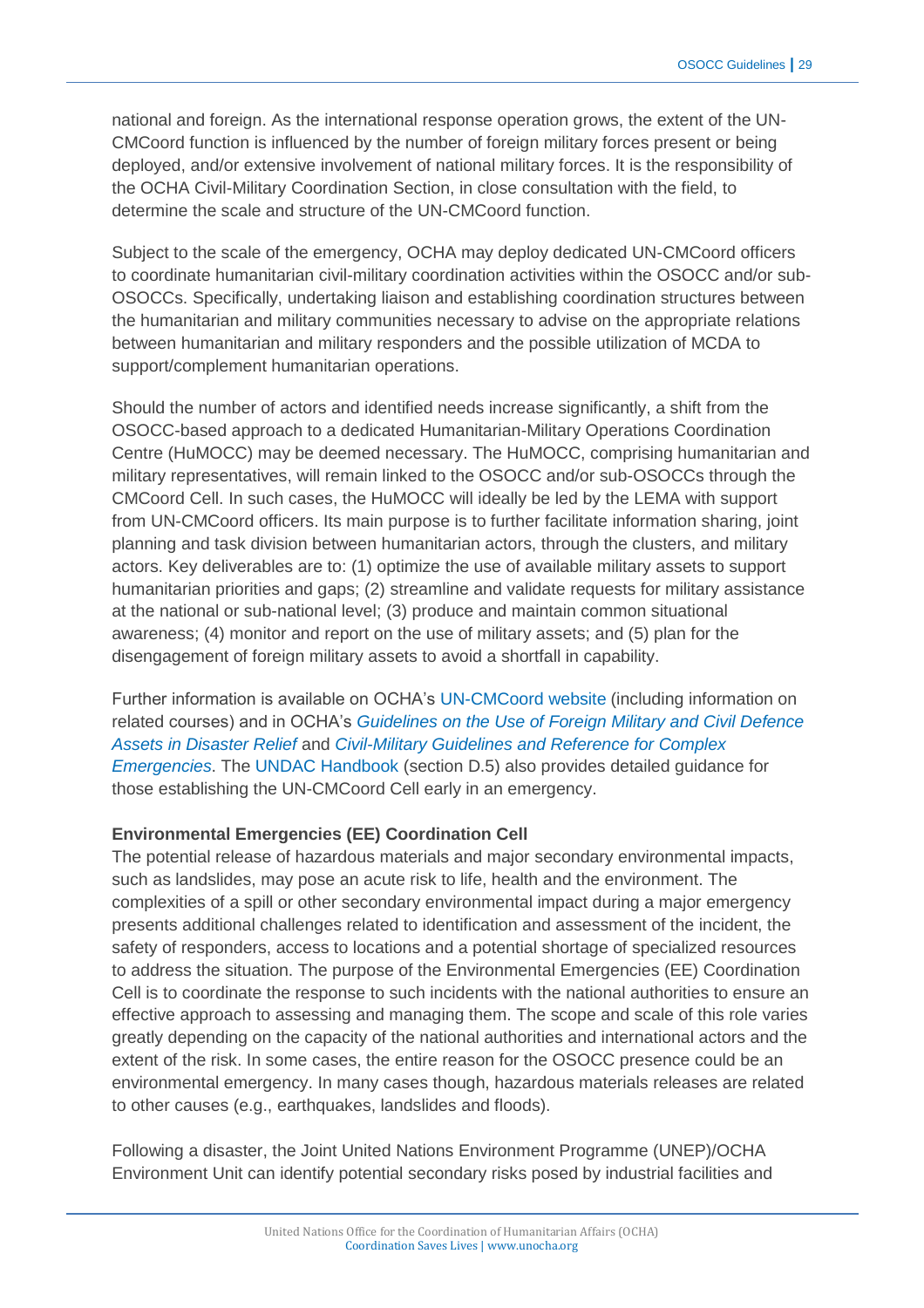national and foreign. As the international response operation grows, the extent of the UN-CMCoord function is influenced by the number of foreign military forces present or being deployed, and/or extensive involvement of national military forces. It is the responsibility of the OCHA Civil-Military Coordination Section, in close consultation with the field, to determine the scale and structure of the UN-CMCoord function.

Subject to the scale of the emergency, OCHA may deploy dedicated UN-CMCoord officers to coordinate humanitarian civil-military coordination activities within the OSOCC and/or sub-OSOCCs. Specifically, undertaking liaison and establishing coordination structures between the humanitarian and military communities necessary to advise on the appropriate relations between humanitarian and military responders and the possible utilization of MCDA to support/complement humanitarian operations.

Should the number of actors and identified needs increase significantly, a shift from the OSOCC-based approach to a dedicated Humanitarian-Military Operations Coordination Centre (HuMOCC) may be deemed necessary. The HuMOCC, comprising humanitarian and military representatives, will remain linked to the OSOCC and/or sub-OSOCCs through the CMCoord Cell. In such cases, the HuMOCC will ideally be led by the LEMA with support from UN-CMCoord officers. Its main purpose is to further facilitate information sharing, joint planning and task division between humanitarian actors, through the clusters, and military actors. Key deliverables are to: (1) optimize the use of available military assets to support humanitarian priorities and gaps; (2) streamline and validate requests for military assistance at the national or sub-national level; (3) produce and maintain common situational awareness; (4) monitor and report on the use of military assets; and (5) plan for the disengagement of foreign military assets to avoid a shortfall in capability.

Further information is available on OCHA's UN-CMCoord website (including information on related courses) and in OCHA's *Guidelines on the Use of Foreign Military and Civil Defence Assets in Disaster Relief* and *Civil-Military Guidelines and Reference for Complex Emergencies*. The UNDAC Handbook (section D.5) also provides detailed guidance for those establishing the UN-CMCoord Cell early in an emergency.

**Environmental Emergencies (EE) Coordination Cell**

The potential release of hazardous materials and major secondary environmental impacts, such as landslides, may pose an acute risk to life, health and the environment. The complexities of a spill or other secondary environmental impact during a major emergency presents additional challenges related to identification and assessment of the incident, the safety of responders, access to locations and a potential shortage of specialized resources to address the situation. The purpose of the Environmental Emergencies (EE) Coordination Cell is to coordinate the response to such incidents with the national authorities to ensure an effective approach to assessing and managing them. The scope and scale of this role varies greatly depending on the capacity of the national authorities and international actors and the extent of the risk. In some cases, the entire reason for the OSOCC presence could be an environmental emergency. In many cases though, hazardous materials releases are related to other causes (e.g., earthquakes, landslides and floods).

Following a disaster, the Joint United Nations Environment Programme (UNEP)/OCHA Environment Unit can identify potential secondary risks posed by industrial facilities and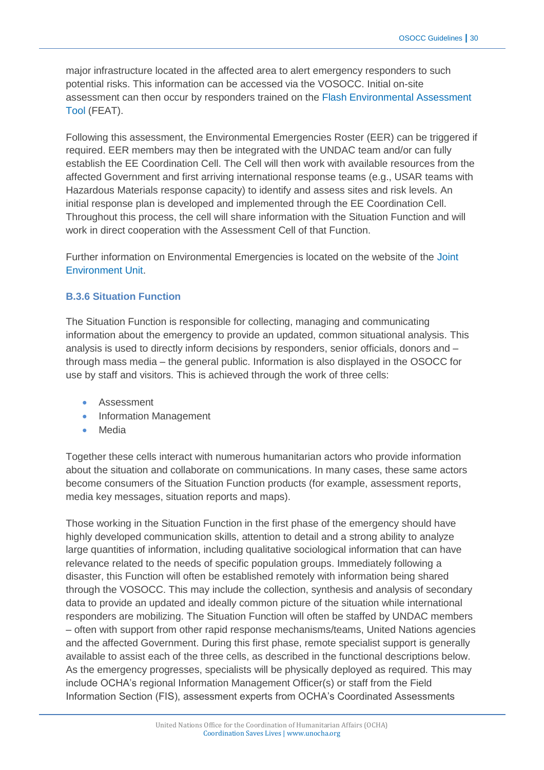major infrastructure located in the affected area to alert emergency responders to such potential risks. This information can be accessed via the VOSOCC. Initial on-site assessment can then occur by responders trained on the Flash Environmental Assessment Tool (FEAT).

Following this assessment, the Environmental Emergencies Roster (EER) can be triggered if required. EER members may then be integrated with the UNDAC team and/or can fully establish the EE Coordination Cell. The Cell will then work with available resources from the affected Government and first arriving international response teams (e.g., USAR teams with Hazardous Materials response capacity) to identify and assess sites and risk levels. An initial response plan is developed and implemented through the EE Coordination Cell. Throughout this process, the cell will share information with the Situation Function and will work in direct cooperation with the Assessment Cell of that Function.

Further information on Environmental Emergencies is located on the website of the Joint Environment Unit.

### B.3.6 Situation Function

The Situation Function is responsible for collecting, managing and communicating information about the emergency to provide an updated, common situational analysis. This analysis is used to directly inform decisions by responders, senior officials, donors and – through mass media – the general public. Information is also displayed in the OSOCC for use by staff and visitors. This is achieved through the work of three cells:

- Assessment
- Information Management
- Media

Together these cells interact with numerous humanitarian actors who provide information about the situation and collaborate on communications. In many cases, these same actors become consumers of the Situation Function products (for example, assessment reports, media key messages, situation reports and maps).

Those working in the Situation Function in the first phase of the emergency should have highly developed communication skills, attention to detail and a strong ability to analyze large quantities of information, including qualitative sociological information that can have relevance related to the needs of specific population groups. Immediately following a disaster, this Function will often be established remotely with information being shared through the VOSOCC. This may include the collection, synthesis and analysis of secondary data to provide an updated and ideally common picture of the situation while international responders are mobilizing. The Situation Function will often be staffed by UNDAC members – often with support from other rapid response mechanisms/teams, United Nations agencies and the affected Government. During this first phase, remote specialist support is generally available to assist each of the three cells, as described in the functional descriptions below. As the emergency progresses, specialists will be physically deployed as required. This may include OCHA's regional Information Management Officer(s) or staff from the Field Information Section (FIS), assessment experts from OCHA's Coordinated Assessments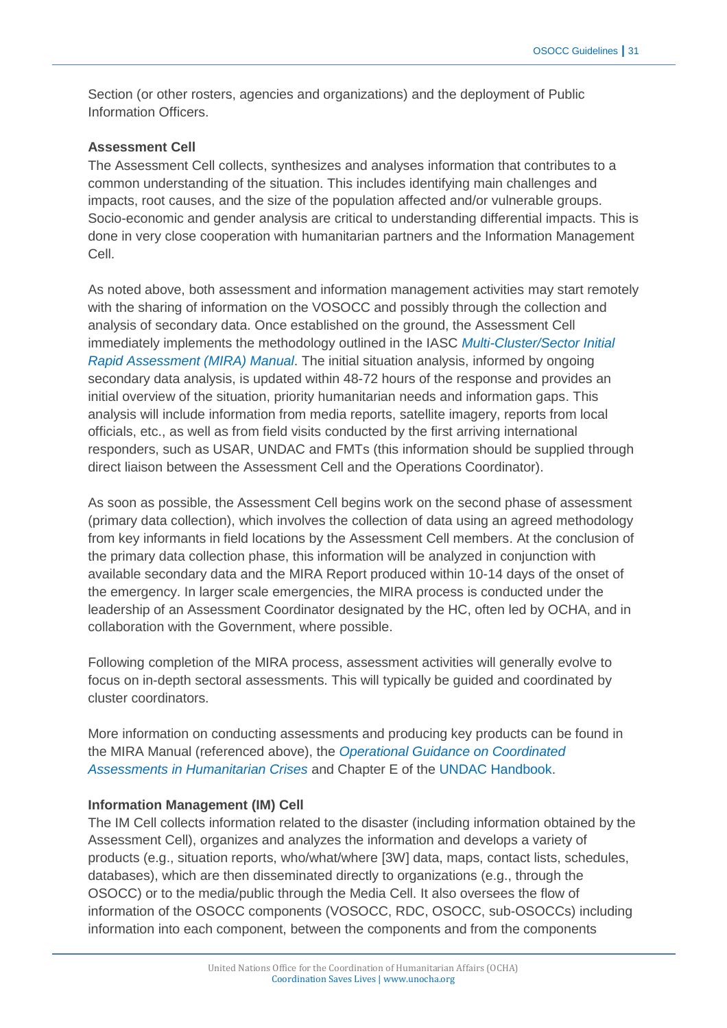Section (or other rosters, agencies and organizations) and the deployment of Public Information Officers.

**Assessment Cell**

The Assessment Cell collects, synthesizes and analyses information that contributes to a common understanding of the situation. This includes identifying main challenges and impacts, root causes, and the size of the population affected and/or vulnerable groups. Socio-economic and gender analysis are critical to understanding differential impacts. This is done in very close cooperation with humanitarian partners and the Information Management Cell.

As noted above, both assessment and information management activities may start remotely with the sharing of information on the VOSOCC and possibly through the collection and analysis of secondary data. Once established on the ground, the Assessment Cell immediately implements the methodology outlined in the IASC *Multi-Cluster/Sector Initial Rapid Assessment (MIRA) Manual*. The initial situation analysis, informed by ongoing secondary data analysis, is updated within 48-72 hours of the response and provides an initial overview of the situation, priority humanitarian needs and information gaps. This analysis will include information from media reports, satellite imagery, reports from local officials, etc., as well as from field visits conducted by the first arriving international responders, such as USAR, UNDAC and FMTs (this information should be supplied through direct liaison between the Assessment Cell and the Operations Coordinator).

As soon as possible, the Assessment Cell begins work on the second phase of assessment (primary data collection), which involves the collection of data using an agreed methodology from key informants in field locations by the Assessment Cell members. At the conclusion of the primary data collection phase, this information will be analyzed in conjunction with available secondary data and the MIRA Report produced within 10-14 days of the onset of the emergency. In larger scale emergencies, the MIRA process is conducted under the leadership of an Assessment Coordinator designated by the HC, often led by OCHA, and in collaboration with the Government, where possible.

Following completion of the MIRA process, assessment activities will generally evolve to focus on in-depth sectoral assessments. This will typically be guided and coordinated by cluster coordinators.

More information on conducting assessments and producing key products can be found in the MIRA Manual (referenced above), the *Operational Guidance on Coordinated Assessments in Humanitarian Crises* and Chapter E of the UNDAC Handbook.

**Information Management (IM) Cell**

The IM Cell collects information related to the disaster (including information obtained by the Assessment Cell), organizes and analyzes the information and develops a variety of products (e.g., situation reports, who/what/where [3W] data, maps, contact lists, schedules, databases), which are then disseminated directly to organizations (e.g., through the OSOCC) or to the media/public through the Media Cell. It also oversees the flow of information of the OSOCC components (VOSOCC, RDC, OSOCC, sub-OSOCCs) including information into each component, between the components and from the components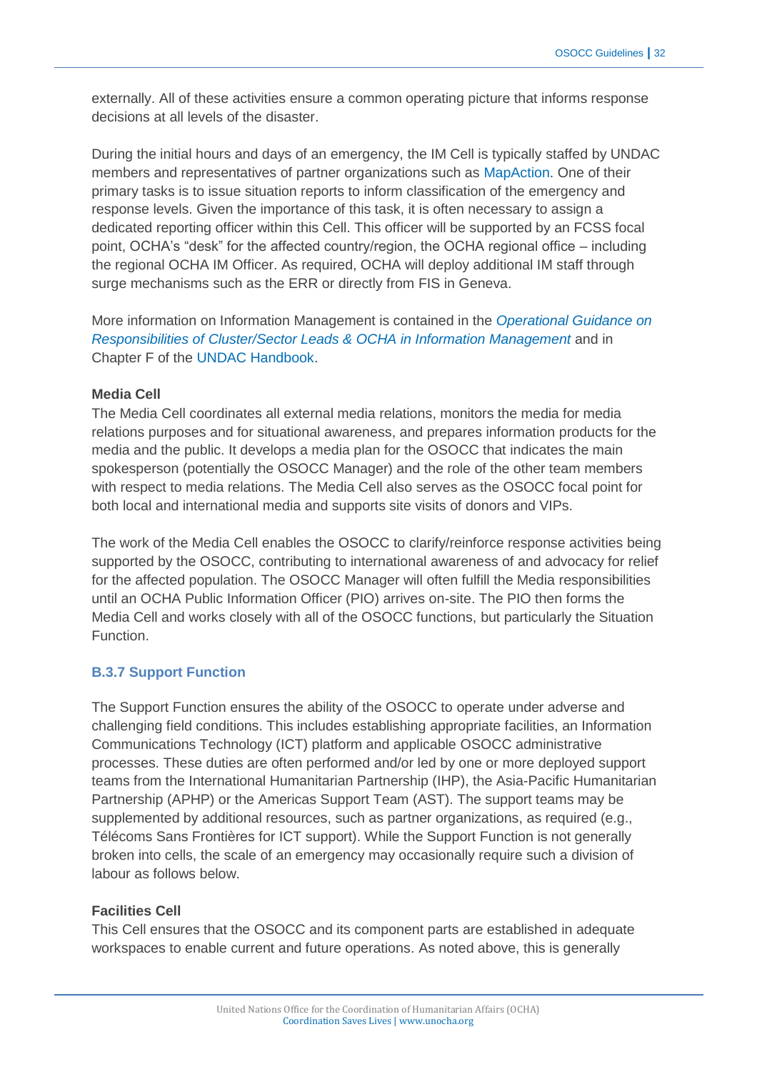externally. All of these activities ensure a common operating picture that informs response decisions at all levels of the disaster.

During the initial hours and days of an emergency, the IM Cell is typically staffed by UNDAC members and representatives of partner organizations such as MapAction. One of their primary tasks is to issue situation reports to inform classification of the emergency and response levels. Given the importance of this task, it is often necessary to assign a dedicated reporting officer within this Cell. This officer will be supported by an FCSS focal point, OCHA's "desk" for the affected country/region, the OCHA regional office – including the regional OCHA IM Officer. As required, OCHA will deploy additional IM staff through surge mechanisms such as the ERR or directly from FIS in Geneva.

More information on Information Management is contained in the *Operational Guidance on Responsibilities of Cluster/Sector Leads & OCHA in Information Management* and in Chapter F of the UNDAC Handbook.

**Media Cell**

The Media Cell coordinates all external media relations, monitors the media for media relations purposes and for situational awareness, and prepares information products for the media and the public. It develops a media plan for the OSOCC that indicates the main spokesperson (potentially the OSOCC Manager) and the role of the other team members with respect to media relations. The Media Cell also serves as the OSOCC focal point for both local and international media and supports site visits of donors and VIPs.

The work of the Media Cell enables the OSOCC to clarify/reinforce response activities being supported by the OSOCC, contributing to international awareness of and advocacy for relief for the affected population. The OSOCC Manager will often fulfill the Media responsibilities until an OCHA Public Information Officer (PIO) arrives on-site. The PIO then forms the Media Cell and works closely with all of the OSOCC functions, but particularly the Situation Function.

### B.3.7 Support Function

The Support Function ensures the ability of the OSOCC to operate under adverse and challenging field conditions. This includes establishing appropriate facilities, an Information Communications Technology (ICT) platform and applicable OSOCC administrative processes. These duties are often performed and/or led by one or more deployed support teams from the International Humanitarian Partnership (IHP), the Asia-Pacific Humanitarian Partnership (APHP) or the Americas Support Team (AST). The support teams may be supplemented by additional resources, such as partner organizations, as required (e.g., Télécoms Sans Frontières for ICT support). While the Support Function is not generally broken into cells, the scale of an emergency may occasionally require such a division of labour as follows below.

**Facilities Cell**

This Cell ensures that the OSOCC and its component parts are established in adequate workspaces to enable current and future operations. As noted above, this is generally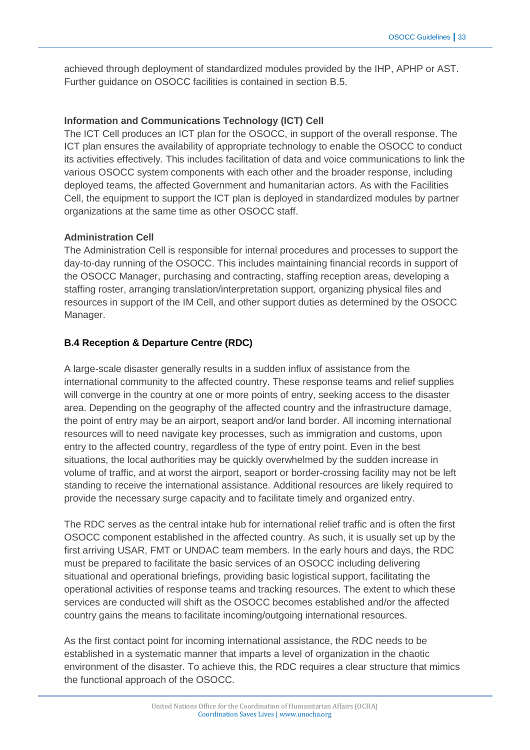achieved through deployment of standardized modules provided by the IHP, APHP or AST. Further guidance on OSOCC facilities is contained in section B.5.

**Information and Communications Technology (ICT) Cell**

The ICT Cell produces an ICT plan for the OSOCC, in support of the overall response. The ICT plan ensures the availability of appropriate technology to enable the OSOCC to conduct its activities effectively. This includes facilitation of data and voice communications to link the various OSOCC system components with each other and the broader response, including deployed teams, the affected Government and humanitarian actors. As with the Facilities Cell, the equipment to support the ICT plan is deployed in standardized modules by partner organizations at the same time as other OSOCC staff.

**Administration Cell**

The Administration Cell is responsible for internal procedures and processes to support the day-to-day running of the OSOCC. This includes maintaining financial records in support of the OSOCC Manager, purchasing and contracting, staffing reception areas, developing a staffing roster, arranging translation/interpretation support, organizing physical files and resources in support of the IM Cell, and other support duties as determined by the OSOCC Manager.

### B.4 Reception & Departure Centre (RDC)

A large-scale disaster generally results in a sudden influx of assistance from the international community to the affected country. These response teams and relief supplies will converge in the country at one or more points of entry, seeking access to the disaster area. Depending on the geography of the affected country and the infrastructure damage, the point of entry may be an airport, seaport and/or land border. All incoming international resources will to need navigate key processes, such as immigration and customs, upon entry to the affected country, regardless of the type of entry point. Even in the best situations, the local authorities may be quickly overwhelmed by the sudden increase in volume of traffic, and at worst the airport, seaport or border-crossing facility may not be left standing to receive the international assistance. Additional resources are likely required to provide the necessary surge capacity and to facilitate timely and organized entry.

The RDC serves as the central intake hub for international relief traffic and is often the first OSOCC component established in the affected country. As such, it is usually set up by the first arriving USAR, FMT or UNDAC team members. In the early hours and days, the RDC must be prepared to facilitate the basic services of an OSOCC including delivering situational and operational briefings, providing basic logistical support, facilitating the operational activities of response teams and tracking resources. The extent to which these services are conducted will shift as the OSOCC becomes established and/or the affected country gains the means to facilitate incoming/outgoing international resources.

As the first contact point for incoming international assistance, the RDC needs to be established in a systematic manner that imparts a level of organization in the chaotic environment of the disaster. To achieve this, the RDC requires a clear structure that mimics the functional approach of the OSOCC.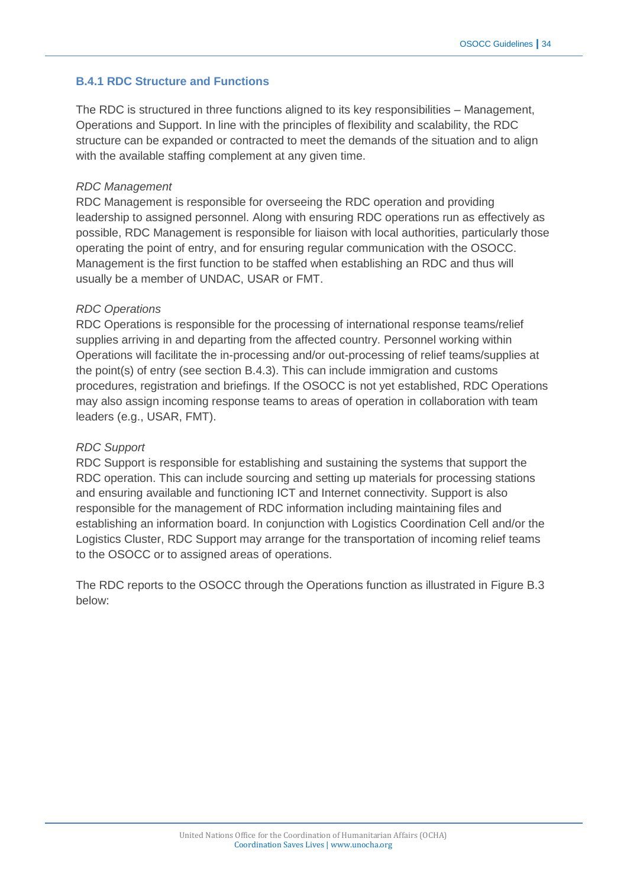### B.4.1 RDC Structure and Functions

The RDC is structured in three functions aligned to its key responsibilities – Management, Operations and Support. In line with the principles of flexibility and scalability, the RDC structure can be expanded or contracted to meet the demands of the situation and to align with the available staffing complement at any given time.

*RDC Management*
RDC Management is responsible for overseeing the RDC operation and providing leadership to assigned personnel. Along with ensuring RDC operations run as effectively as possible, RDC Management is responsible for liaison with local authorities, particularly those operating the point of entry, and for ensuring regular communication with the OSOCC. Management is the first function to be staffed when establishing an RDC and thus will usually be a member of UNDAC, USAR or FMT.

*RDC Operations*
RDC Operations is responsible for the processing of international response teams/relief supplies arriving in and departing from the affected country. Personnel working within Operations will facilitate the in-processing and/or out-processing of relief teams/supplies at the point(s) of entry (see section B.4.3). This can include immigration and customs procedures, registration and briefings. If the OSOCC is not yet established, RDC Operations may also assign incoming response teams to areas of operation in collaboration with team leaders (e.g., USAR, FMT).

*RDC Support*
RDC Support is responsible for establishing and sustaining the systems that support the RDC operation. This can include sourcing and setting up materials for processing stations and ensuring available and functioning ICT and Internet connectivity. Support is also responsible for the management of RDC information including maintaining files and establishing an information board. In conjunction with Logistics Coordination Cell and/or the Logistics Cluster, RDC Support may arrange for the transportation of incoming relief teams to the OSOCC or to assigned areas of operations.

The RDC reports to the OSOCC through the Operations function as illustrated in Figure B.3 below: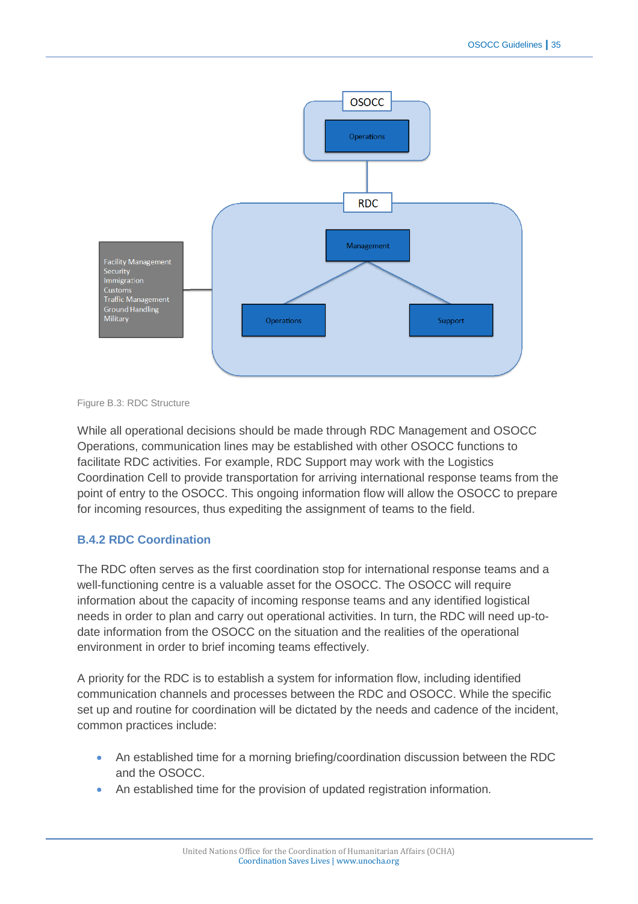Figure B.3: RDC Structure

While all operational decisions should be made through RDC Management and OSOCC Operations, communication lines may be established with other OSOCC functions to facilitate RDC activities. For example, RDC Support may work with the Logistics Coordination Cell to provide transportation for arriving international response teams from the point of entry to the OSOCC. This ongoing information flow will allow the OSOCC to prepare for incoming resources, thus expediting the assignment of teams to the field.

### B.4.2 RDC Coordination

The RDC often serves as the first coordination stop for international response teams and a well-functioning centre is a valuable asset for the OSOCC. The OSOCC will require information about the capacity of incoming response teams and any identified logistical needs in order to plan and carry out operational activities. In turn, the RDC will need up-to-date information from the OSOCC on the situation and the realities of the operational environment in order to brief incoming teams effectively.

A priority for the RDC is to establish a system for information flow, including identified communication channels and processes between the RDC and OSOCC. While the specific set up and routine for coordination will be dictated by the needs and cadence of the incident, common practices include:

- An established time for a morning briefing/coordination discussion between the RDC and the OSOCC.
- An established time for the provision of updated registration information.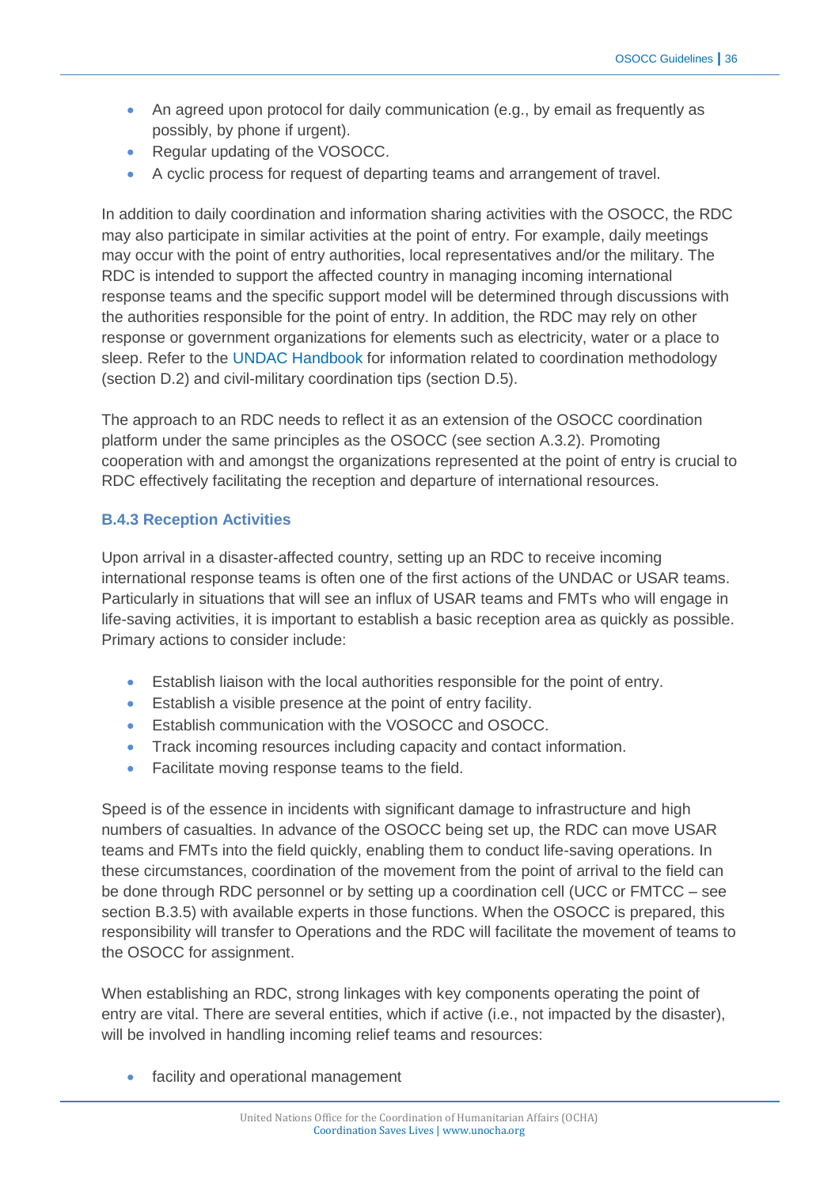- An agreed upon protocol for daily communication (e.g., by email as frequently as possibly, by phone if urgent).
- Regular updating of the VOSOCC.
- A cyclic process for request of departing teams and arrangement of travel.

In addition to daily coordination and information sharing activities with the OSOCC, the RDC may also participate in similar activities at the point of entry. For example, daily meetings may occur with the point of entry authorities, local representatives and/or the military. The RDC is intended to support the affected country in managing incoming international response teams and the specific support model will be determined through discussions with the authorities responsible for the point of entry. In addition, the RDC may rely on other response or government organizations for elements such as electricity, water or a place to sleep. Refer to the UNDAC Handbook for information related to coordination methodology (section D.2) and civil-military coordination tips (section D.5).

The approach to an RDC needs to reflect it as an extension of the OSOCC coordination platform under the same principles as the OSOCC (see section A.3.2). Promoting cooperation with and amongst the organizations represented at the point of entry is crucial to RDC effectively facilitating the reception and departure of international resources.

### B.4.3 Reception Activities

Upon arrival in a disaster-affected country, setting up an RDC to receive incoming international response teams is often one of the first actions of the UNDAC or USAR teams. Particularly in situations that will see an influx of USAR teams and FMTs who will engage in life-saving activities, it is important to establish a basic reception area as quickly as possible. Primary actions to consider include:

- Establish liaison with the local authorities responsible for the point of entry.
- Establish a visible presence at the point of entry facility.
- Establish communication with the VOSOCC and OSOCC.
- Track incoming resources including capacity and contact information.
- Facilitate moving response teams to the field.

Speed is of the essence in incidents with significant damage to infrastructure and high numbers of casualties. In advance of the OSOCC being set up, the RDC can move USAR teams and FMTs into the field quickly, enabling them to conduct life-saving operations. In these circumstances, coordination of the movement from the point of arrival to the field can be done through RDC personnel or by setting up a coordination cell (UCC or FMTCC – see section B.3.5) with available experts in those functions. When the OSOCC is prepared, this responsibility will transfer to Operations and the RDC will facilitate the movement of teams to the OSOCC for assignment.

When establishing an RDC, strong linkages with key components operating the point of entry are vital. There are several entities, which if active (i.e., not impacted by the disaster), will be involved in handling incoming relief teams and resources:

- facility and operational management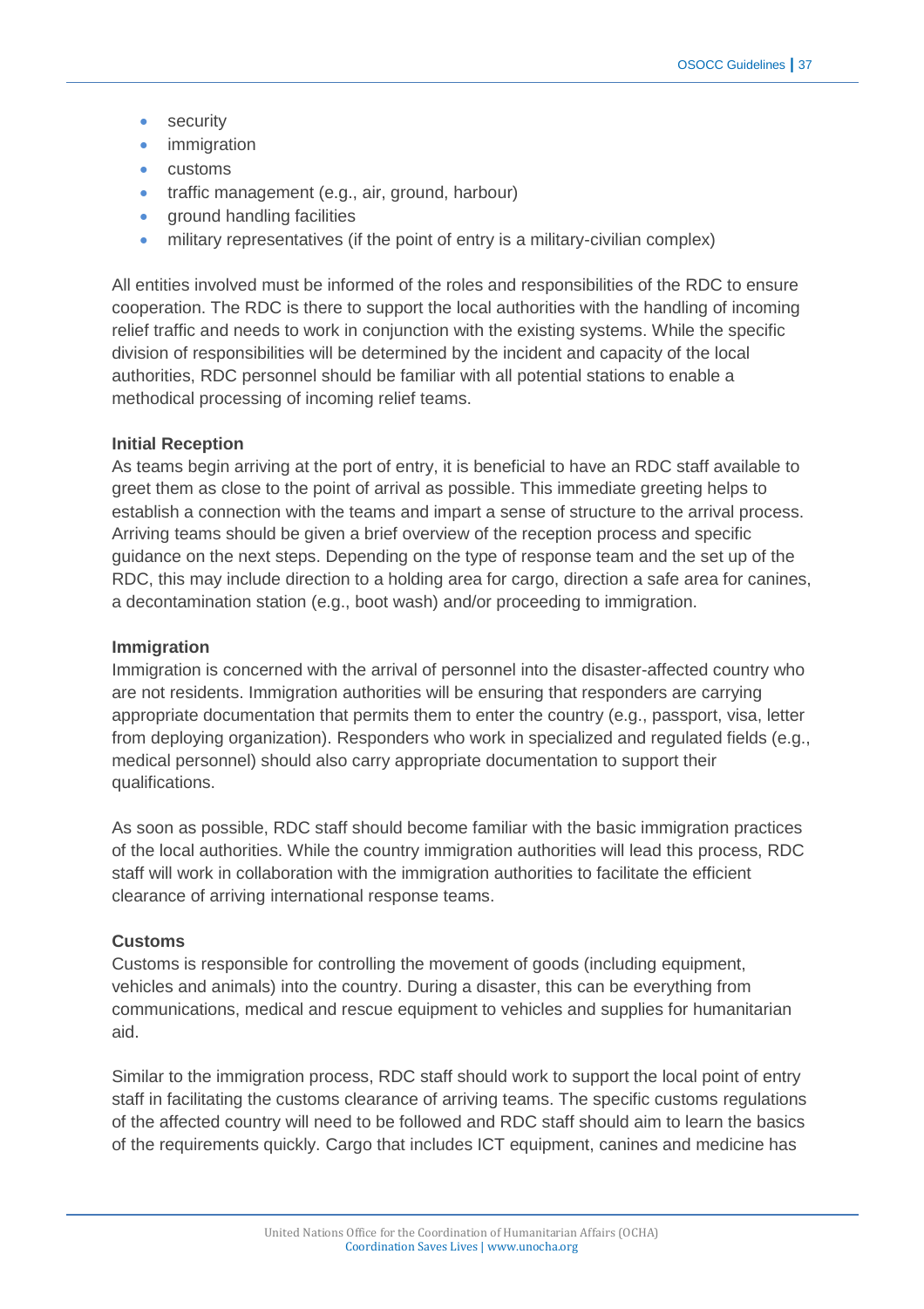- security
- immigration
- customs
- traffic management (e.g., air, ground, harbour)
- ground handling facilities
- military representatives (if the point of entry is a military-civilian complex)

All entities involved must be informed of the roles and responsibilities of the RDC to ensure cooperation. The RDC is there to support the local authorities with the handling of incoming relief traffic and needs to work in conjunction with the existing systems. While the specific division of responsibilities will be determined by the incident and capacity of the local authorities, RDC personnel should be familiar with all potential stations to enable a methodical processing of incoming relief teams.

**Initial Reception**

As teams begin arriving at the port of entry, it is beneficial to have an RDC staff available to greet them as close to the point of arrival as possible. This immediate greeting helps to establish a connection with the teams and impart a sense of structure to the arrival process. Arriving teams should be given a brief overview of the reception process and specific guidance on the next steps. Depending on the type of response team and the set up of the RDC, this may include direction to a holding area for cargo, direction a safe area for canines, a decontamination station (e.g., boot wash) and/or proceeding to immigration.

**Immigration**

Immigration is concerned with the arrival of personnel into the disaster-affected country who are not residents. Immigration authorities will be ensuring that responders are carrying appropriate documentation that permits them to enter the country (e.g., passport, visa, letter from deploying organization). Responders who work in specialized and regulated fields (e.g., medical personnel) should also carry appropriate documentation to support their qualifications.

As soon as possible, RDC staff should become familiar with the basic immigration practices of the local authorities. While the country immigration authorities will lead this process, RDC staff will work in collaboration with the immigration authorities to facilitate the efficient clearance of arriving international response teams.

**Customs**

Customs is responsible for controlling the movement of goods (including equipment, vehicles and animals) into the country. During a disaster, this can be everything from communications, medical and rescue equipment to vehicles and supplies for humanitarian aid.

Similar to the immigration process, RDC staff should work to support the local point of entry staff in facilitating the customs clearance of arriving teams. The specific customs regulations of the affected country will need to be followed and RDC staff should aim to learn the basics of the requirements quickly. Cargo that includes ICT equipment, canines and medicine has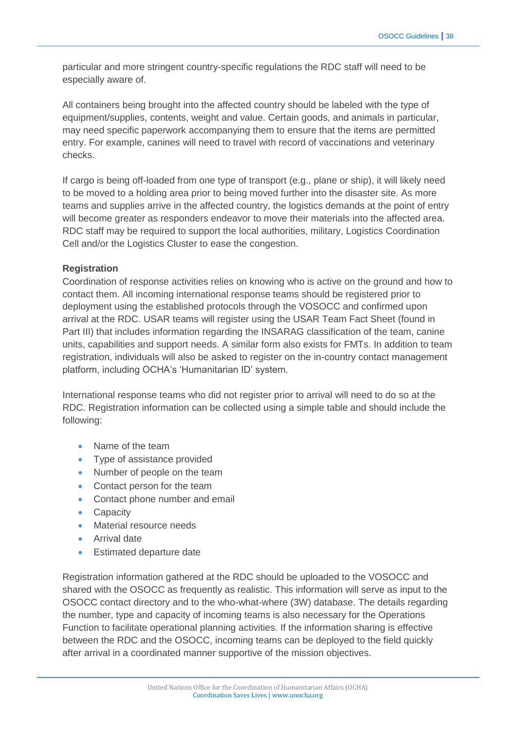particular and more stringent country-specific regulations the RDC staff will need to be especially aware of.

All containers being brought into the affected country should be labeled with the type of equipment/supplies, contents, weight and value. Certain goods, and animals in particular, may need specific paperwork accompanying them to ensure that the items are permitted entry. For example, canines will need to travel with record of vaccinations and veterinary checks.

If cargo is being off-loaded from one type of transport (e.g., plane or ship), it will likely need to be moved to a holding area prior to being moved further into the disaster site. As more teams and supplies arrive in the affected country, the logistics demands at the point of entry will become greater as responders endeavor to move their materials into the affected area. RDC staff may be required to support the local authorities, military, Logistics Coordination Cell and/or the Logistics Cluster to ease the congestion.

**Registration**

Coordination of response activities relies on knowing who is active on the ground and how to contact them. All incoming international response teams should be registered prior to deployment using the established protocols through the VOSOCC and confirmed upon arrival at the RDC. USAR teams will register using the USAR Team Fact Sheet (found in Part III) that includes information regarding the INSARAG classification of the team, canine units, capabilities and support needs. A similar form also exists for FMTs. In addition to team registration, individuals will also be asked to register on the in-country contact management platform, including OCHA's 'Humanitarian ID' system.

International response teams who did not register prior to arrival will need to do so at the RDC. Registration information can be collected using a simple table and should include the following:

- Name of the team
- Type of assistance provided
- Number of people on the team
- Contact person for the team
- Contact phone number and email
- Capacity
- Material resource needs
- Arrival date
- Estimated departure date

Registration information gathered at the RDC should be uploaded to the VOSOCC and shared with the OSOCC as frequently as realistic. This information will serve as input to the OSOCC contact directory and to the who-what-where (3W) database. The details regarding the number, type and capacity of incoming teams is also necessary for the Operations Function to facilitate operational planning activities. If the information sharing is effective between the RDC and the OSOCC, incoming teams can be deployed to the field quickly after arrival in a coordinated manner supportive of the mission objectives.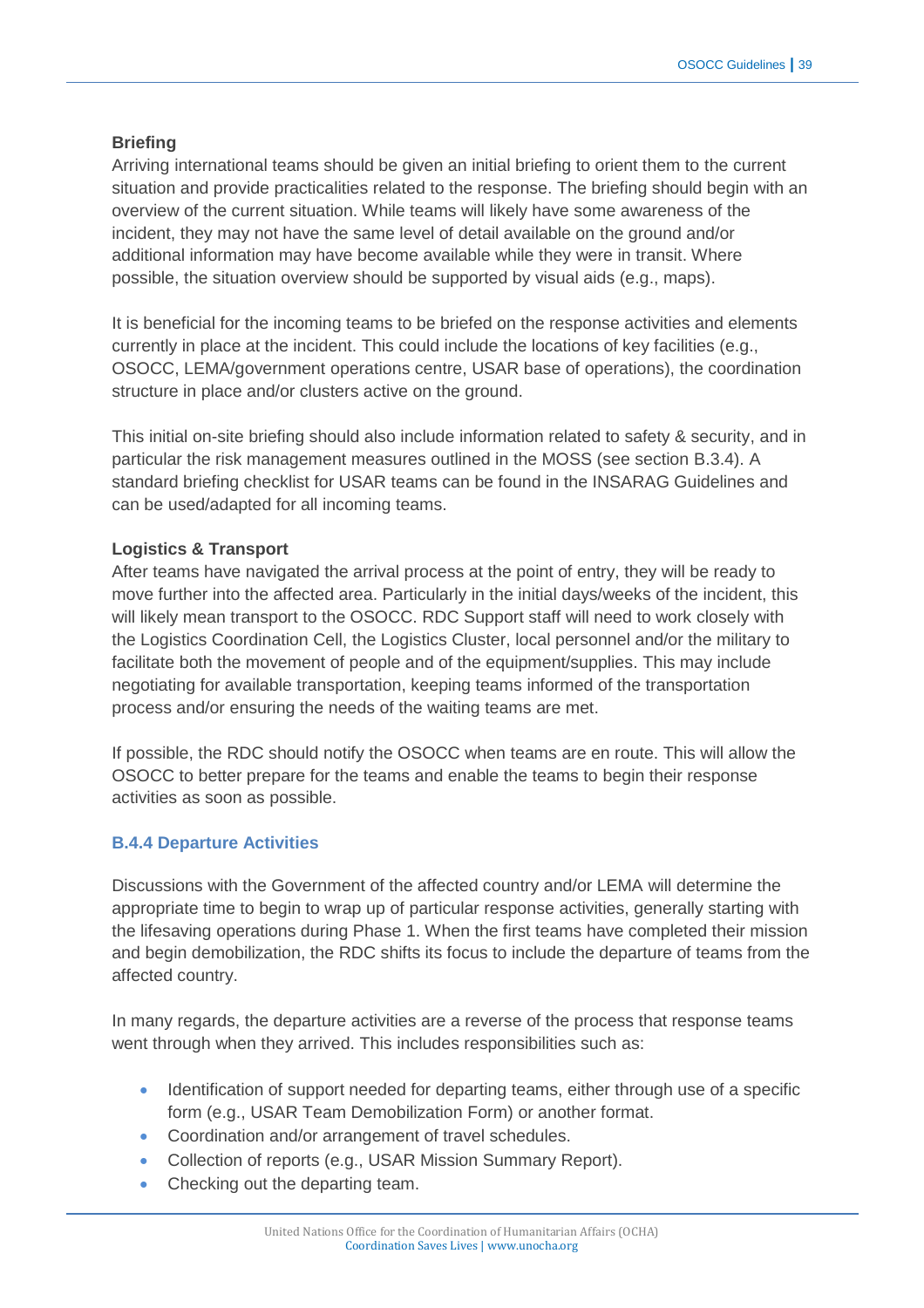**Briefing**

Arriving international teams should be given an initial briefing to orient them to the current situation and provide practicalities related to the response. The briefing should begin with an overview of the current situation. While teams will likely have some awareness of the incident, they may not have the same level of detail available on the ground and/or additional information may have become available while they were in transit. Where possible, the situation overview should be supported by visual aids (e.g., maps).

It is beneficial for the incoming teams to be briefed on the response activities and elements currently in place at the incident. This could include the locations of key facilities (e.g., OSOCC, LEMA/government operations centre, USAR base of operations), the coordination structure in place and/or clusters active on the ground.

This initial on-site briefing should also include information related to safety & security, and in particular the risk management measures outlined in the MOSS (see section B.3.4). A standard briefing checklist for USAR teams can be found in the INSARAG Guidelines and can be used/adapted for all incoming teams.

**Logistics & Transport**

After teams have navigated the arrival process at the point of entry, they will be ready to move further into the affected area. Particularly in the initial days/weeks of the incident, this will likely mean transport to the OSOCC. RDC Support staff will need to work closely with the Logistics Coordination Cell, the Logistics Cluster, local personnel and/or the military to facilitate both the movement of people and of the equipment/supplies. This may include negotiating for available transportation, keeping teams informed of the transportation process and/or ensuring the needs of the waiting teams are met.

If possible, the RDC should notify the OSOCC when teams are en route. This will allow the OSOCC to better prepare for the teams and enable the teams to begin their response activities as soon as possible.

### B.4.4 Departure Activities

Discussions with the Government of the affected country and/or LEMA will determine the appropriate time to begin to wrap up of particular response activities, generally starting with the lifesaving operations during Phase 1. When the first teams have completed their mission and begin demobilization, the RDC shifts its focus to include the departure of teams from the affected country.

In many regards, the departure activities are a reverse of the process that response teams went through when they arrived. This includes responsibilities such as:

- Identification of support needed for departing teams, either through use of a specific form (e.g., USAR Team Demobilization Form) or another format.
- Coordination and/or arrangement of travel schedules.
- Collection of reports (e.g., USAR Mission Summary Report).
- Checking out the departing team.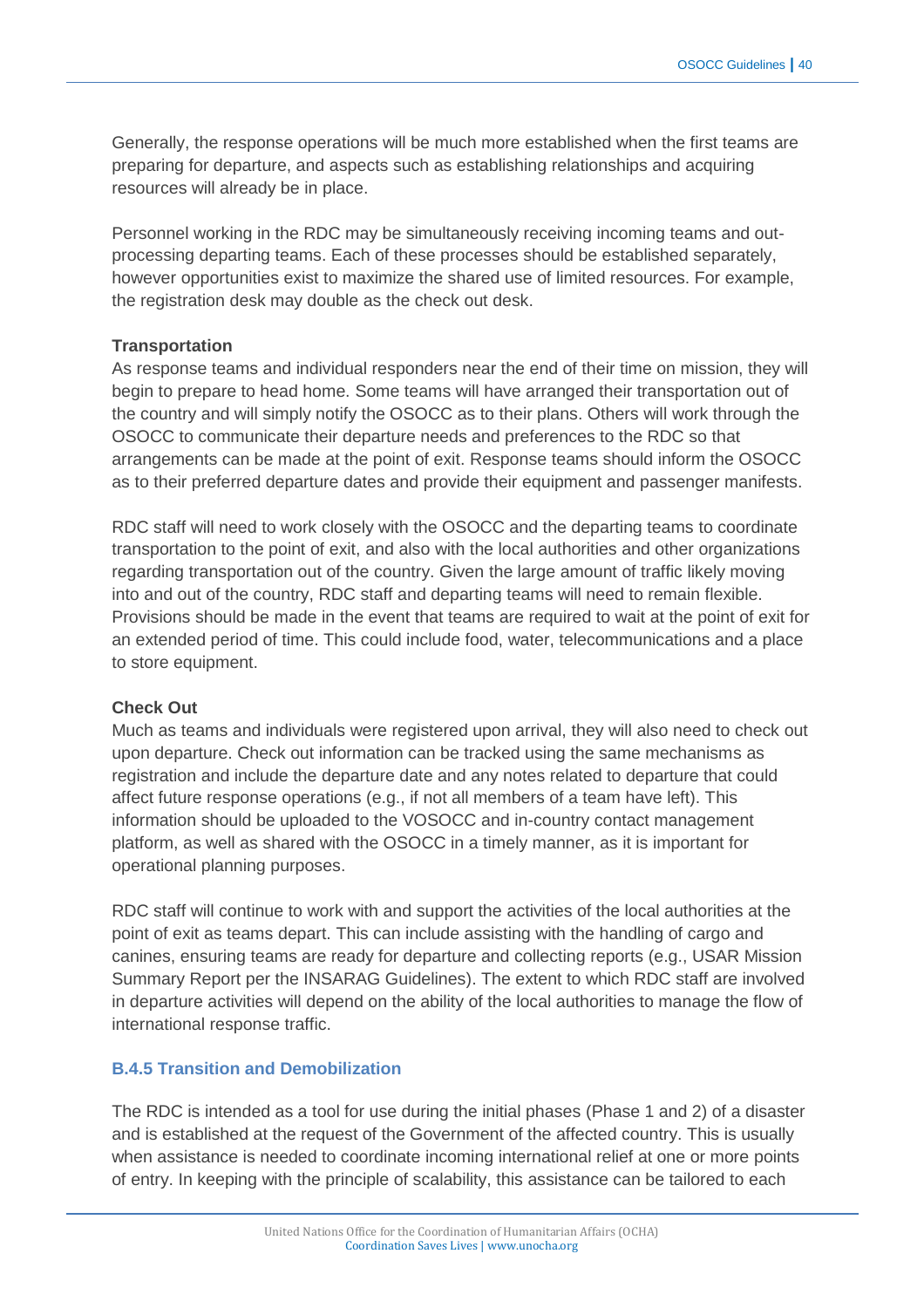Generally, the response operations will be much more established when the first teams are preparing for departure, and aspects such as establishing relationships and acquiring resources will already be in place.

Personnel working in the RDC may be simultaneously receiving incoming teams and out-processing departing teams. Each of these processes should be established separately, however opportunities exist to maximize the shared use of limited resources. For example, the registration desk may double as the check out desk.

**Transportation**

As response teams and individual responders near the end of their time on mission, they will begin to prepare to head home. Some teams will have arranged their transportation out of the country and will simply notify the OSOCC as to their plans. Others will work through the OSOCC to communicate their departure needs and preferences to the RDC so that arrangements can be made at the point of exit. Response teams should inform the OSOCC as to their preferred departure dates and provide their equipment and passenger manifests.

RDC staff will need to work closely with the OSOCC and the departing teams to coordinate transportation to the point of exit, and also with the local authorities and other organizations regarding transportation out of the country. Given the large amount of traffic likely moving into and out of the country, RDC staff and departing teams will need to remain flexible. Provisions should be made in the event that teams are required to wait at the point of exit for an extended period of time. This could include food, water, telecommunications and a place to store equipment.

**Check Out**

Much as teams and individuals were registered upon arrival, they will also need to check out upon departure. Check out information can be tracked using the same mechanisms as registration and include the departure date and any notes related to departure that could affect future response operations (e.g., if not all members of a team have left). This information should be uploaded to the VOSOCC and in-country contact management platform, as well as shared with the OSOCC in a timely manner, as it is important for operational planning purposes.

RDC staff will continue to work with and support the activities of the local authorities at the point of exit as teams depart. This can include assisting with the handling of cargo and canines, ensuring teams are ready for departure and collecting reports (e.g., USAR Mission Summary Report per the INSARAG Guidelines). The extent to which RDC staff are involved in departure activities will depend on the ability of the local authorities to manage the flow of international response traffic.

### B.4.5 Transition and Demobilization

The RDC is intended as a tool for use during the initial phases (Phase 1 and 2) of a disaster and is established at the request of the Government of the affected country. This is usually when assistance is needed to coordinate incoming international relief at one or more points of entry. In keeping with the principle of scalability, this assistance can be tailored to each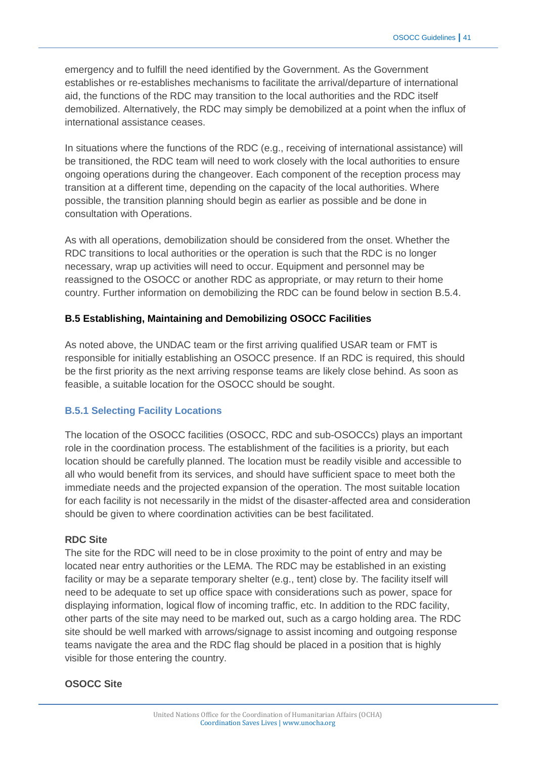emergency and to fulfill the need identified by the Government. As the Government establishes or re-establishes mechanisms to facilitate the arrival/departure of international aid, the functions of the RDC may transition to the local authorities and the RDC itself demobilized. Alternatively, the RDC may simply be demobilized at a point when the influx of international assistance ceases.

In situations where the functions of the RDC (e.g., receiving of international assistance) will be transitioned, the RDC team will need to work closely with the local authorities to ensure ongoing operations during the changeover. Each component of the reception process may transition at a different time, depending on the capacity of the local authorities. Where possible, the transition planning should begin as earlier as possible and be done in consultation with Operations.

As with all operations, demobilization should be considered from the onset. Whether the RDC transitions to local authorities or the operation is such that the RDC is no longer necessary, wrap up activities will need to occur. Equipment and personnel may be reassigned to the OSOCC or another RDC as appropriate, or may return to their home country. Further information on demobilizing the RDC can be found below in section B.5.4.

## B.5 Establishing, Maintaining and Demobilizing OSOCC Facilities

As noted above, the UNDAC team or the first arriving qualified USAR team or FMT is responsible for initially establishing an OSOCC presence. If an RDC is required, this should be the first priority as the next arriving response teams are likely close behind. As soon as feasible, a suitable location for the OSOCC should be sought.

### B.5.1 Selecting Facility Locations

The location of the OSOCC facilities (OSOCC, RDC and sub-OSOCCs) plays an important role in the coordination process. The establishment of the facilities is a priority, but each location should be carefully planned. The location must be readily visible and accessible to all who would benefit from its services, and should have sufficient space to meet both the immediate needs and the projected expansion of the operation. The most suitable location for each facility is not necessarily in the midst of the disaster-affected area and consideration should be given to where coordination activities can be best facilitated.

**RDC Site**

The site for the RDC will need to be in close proximity to the point of entry and may be located near entry authorities or the LEMA. The RDC may be established in an existing facility or may be a separate temporary shelter (e.g., tent) close by. The facility itself will need to be adequate to set up office space with considerations such as power, space for displaying information, logical flow of incoming traffic, etc. In addition to the RDC facility, other parts of the site may need to be marked out, such as a cargo holding area. The RDC site should be well marked with arrows/signage to assist incoming and outgoing response teams navigate the area and the RDC flag should be placed in a position that is highly visible for those entering the country.

**OSOCC Site**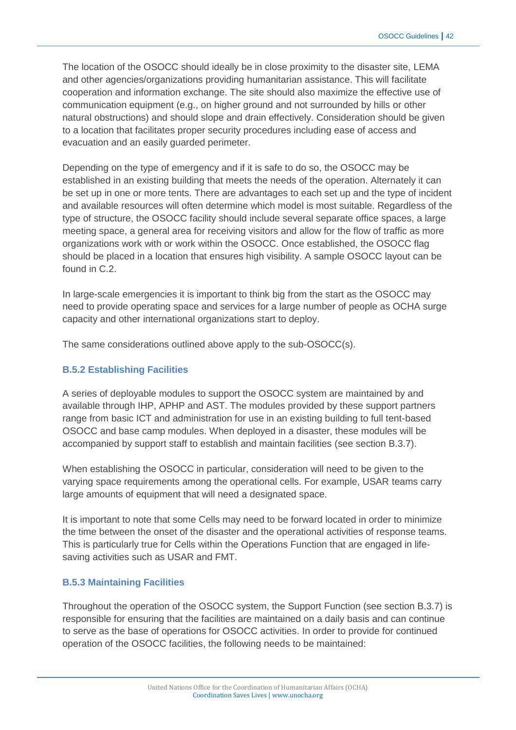The location of the OSOCC should ideally be in close proximity to the disaster site, LEMA and other agencies/organizations providing humanitarian assistance. This will facilitate cooperation and information exchange. The site should also maximize the effective use of communication equipment (e.g., on higher ground and not surrounded by hills or other natural obstructions) and should slope and drain effectively. Consideration should be given to a location that facilitates proper security procedures including ease of access and evacuation and an easily guarded perimeter.

Depending on the type of emergency and if it is safe to do so, the OSOCC may be established in an existing building that meets the needs of the operation. Alternately it can be set up in one or more tents. There are advantages to each set up and the type of incident and available resources will often determine which model is most suitable. Regardless of the type of structure, the OSOCC facility should include several separate office spaces, a large meeting space, a general area for receiving visitors and allow for the flow of traffic as more organizations work with or work within the OSOCC. Once established, the OSOCC flag should be placed in a location that ensures high visibility. A sample OSOCC layout can be found in C.2.

In large-scale emergencies it is important to think big from the start as the OSOCC may need to provide operating space and services for a large number of people as OCHA surge capacity and other international organizations start to deploy.

The same considerations outlined above apply to the sub-OSOCC(s).

### B.5.2 Establishing Facilities

A series of deployable modules to support the OSOCC system are maintained by and available through IHP, APHP and AST. The modules provided by these support partners range from basic ICT and administration for use in an existing building to full tent-based OSOCC and base camp modules. When deployed in a disaster, these modules will be accompanied by support staff to establish and maintain facilities (see section B.3.7).

When establishing the OSOCC in particular, consideration will need to be given to the varying space requirements among the operational cells. For example, USAR teams carry large amounts of equipment that will need a designated space.

It is important to note that some Cells may need to be forward located in order to minimize the time between the onset of the disaster and the operational activities of response teams. This is particularly true for Cells within the Operations Function that are engaged in life-saving activities such as USAR and FMT.

### B.5.3 Maintaining Facilities

Throughout the operation of the OSOCC system, the Support Function (see section B.3.7) is responsible for ensuring that the facilities are maintained on a daily basis and can continue to serve as the base of operations for OSOCC activities. In order to provide for continued operation of the OSOCC facilities, the following needs to be maintained: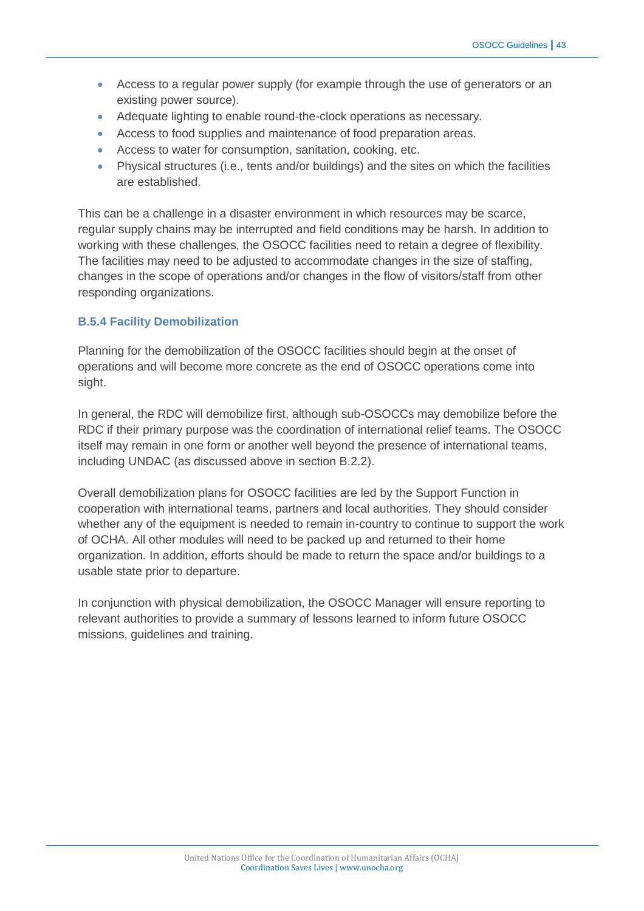- Access to a regular power supply (for example through the use of generators or an existing power source).
- Adequate lighting to enable round-the-clock operations as necessary.
- Access to food supplies and maintenance of food preparation areas.
- Access to water for consumption, sanitation, cooking, etc.
- Physical structures (i.e., tents and/or buildings) and the sites on which the facilities are established.

This can be a challenge in a disaster environment in which resources may be scarce, regular supply chains may be interrupted and field conditions may be harsh. In addition to working with these challenges, the OSOCC facilities need to retain a degree of flexibility. The facilities may need to be adjusted to accommodate changes in the size of staffing, changes in the scope of operations and/or changes in the flow of visitors/staff from other responding organizations.

### B.5.4 Facility Demobilization

Planning for the demobilization of the OSOCC facilities should begin at the onset of operations and will become more concrete as the end of OSOCC operations come into sight.

In general, the RDC will demobilize first, although sub-OSOCCs may demobilize before the RDC if their primary purpose was the coordination of international relief teams. The OSOCC itself may remain in one form or another well beyond the presence of international teams, including UNDAC (as discussed above in section B.2.2).

Overall demobilization plans for OSOCC facilities are led by the Support Function in cooperation with international teams, partners and local authorities. They should consider whether any of the equipment is needed to remain in-country to continue to support the work of OCHA. All other modules will need to be packed up and returned to their home organization. In addition, efforts should be made to return the space and/or buildings to a usable state prior to departure.

In conjunction with physical demobilization, the OSOCC Manager will ensure reporting to relevant authorities to provide a summary of lessons learned to inform future OSOCC missions, guidelines and training.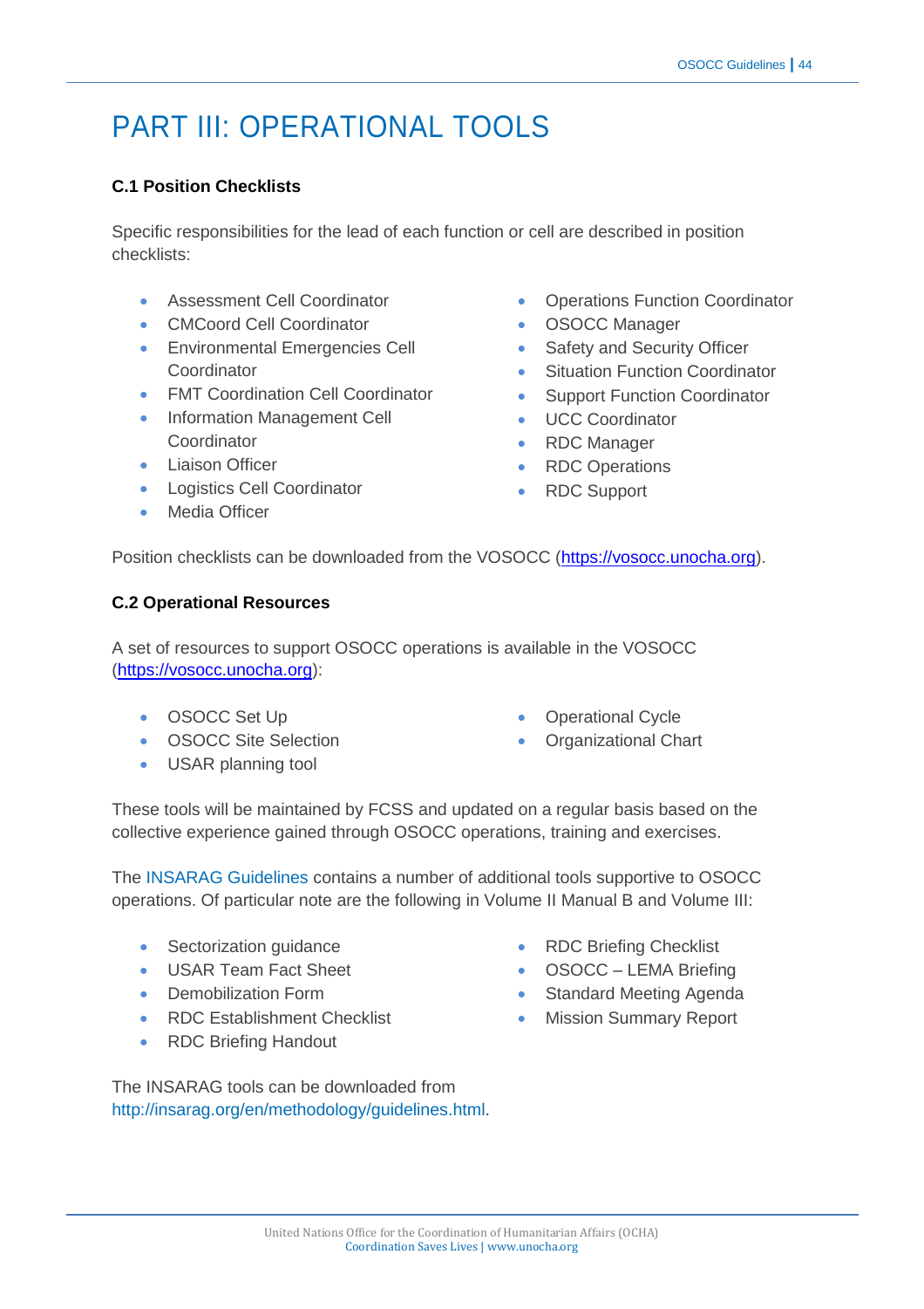# PART III: OPERATIONAL TOOLS

**C.1 Position Checklists**

Specific responsibilities for the lead of each function or cell are described in position checklists:

- Assessment Cell Coordinator
- CMCoord Cell Coordinator
- Environmental Emergencies Cell Coordinator
- FMT Coordination Cell Coordinator
- Information Management Cell Coordinator
- Liaison Officer
- Logistics Cell Coordinator
- Media Officer
- Operations Function Coordinator
- OSOCC Manager
- Safety and Security Officer
- Situation Function Coordinator
- Support Function Coordinator
- UCC Coordinator
- RDC Manager
- RDC Operations
- RDC Support

Position checklists can be downloaded from the VOSOCC (https://vosocc.unocha.org).

**C.2 Operational Resources**

A set of resources to support OSOCC operations is available in the VOSOCC (https://vosocc.unocha.org):

- OSOCC Set Up
- OSOCC Site Selection
- USAR planning tool
- Operational Cycle
- Organizational Chart

These tools will be maintained by FCSS and updated on a regular basis based on the collective experience gained through OSOCC operations, training and exercises.

The INSARAG Guidelines contains a number of additional tools supportive to OSOCC operations. Of particular note are the following in Volume II Manual B and Volume III:

- Sectorization guidance
- USAR Team Fact Sheet
- Demobilization Form
- RDC Establishment Checklist
- RDC Briefing Handout
- RDC Briefing Checklist
- OSOCC – LEMA Briefing
- Standard Meeting Agenda
- Mission Summary Report

The INSARAG tools can be downloaded from http://insarag.org/en/methodology/guidelines.html.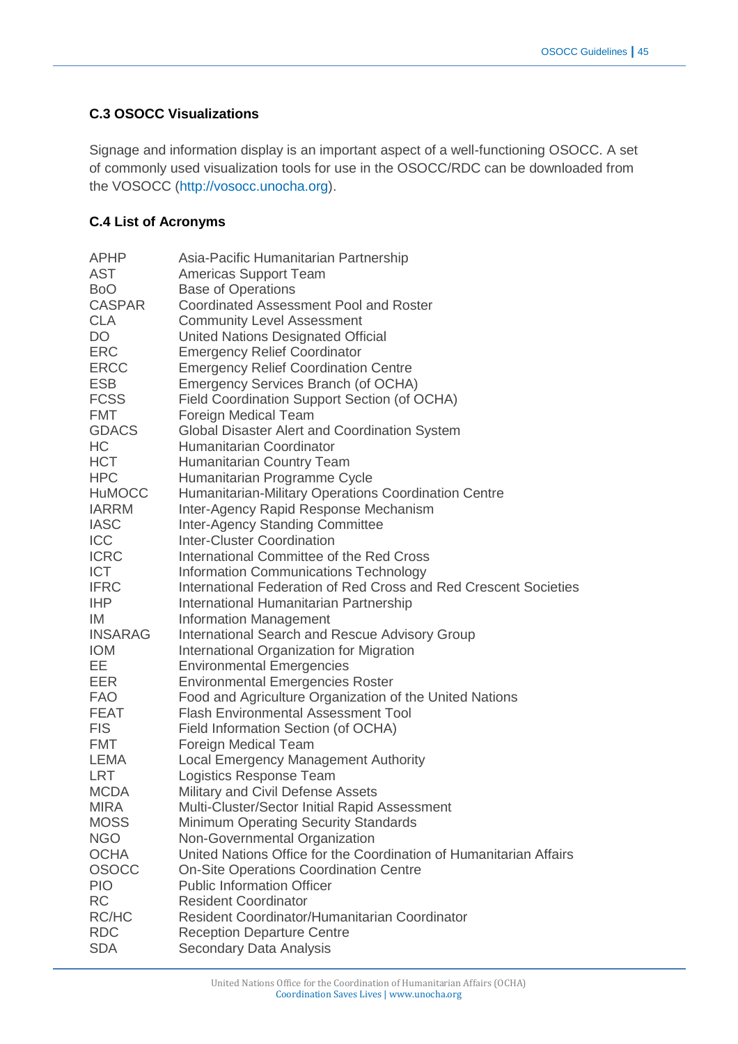### C.3 OSOCC Visualizations

Signage and information display is an important aspect of a well-functioning OSOCC. A set of commonly used visualization tools for use in the OSOCC/RDC can be downloaded from the VOSOCC (http://vosocc.unocha.org).

### C.4 List of Acronyms

| | |
|---|---|
| APHP | Asia-Pacific Humanitarian Partnership |
| AST | Americas Support Team |
| BoO | Base of Operations |
| CASPAR | Coordinated Assessment Pool and Roster |
| CLA | Community Level Assessment |
| DO | United Nations Designated Official |
| ERC | Emergency Relief Coordinator |
| ERCC | Emergency Relief Coordination Centre |
| ESB | Emergency Services Branch (of OCHA) |
| FCSS | Field Coordination Support Section (of OCHA) |
| FMT | Foreign Medical Team |
| GDACS | Global Disaster Alert and Coordination System |
| HC | Humanitarian Coordinator |
| HCT | Humanitarian Country Team |
| HPC | Humanitarian Programme Cycle |
| HuMOCC | Humanitarian-Military Operations Coordination Centre |
| IARRM | Inter-Agency Rapid Response Mechanism |
| IASC | Inter-Agency Standing Committee |
| ICC | Inter-Cluster Coordination |
| ICRC | International Committee of the Red Cross |
| ICT | Information Communications Technology |
| IFRC | International Federation of Red Cross and Red Crescent Societies |
| IHP | International Humanitarian Partnership |
| IM | Information Management |
| INSARAG | International Search and Rescue Advisory Group |
| IOM | International Organization for Migration |
| EE | Environmental Emergencies |
| EER | Environmental Emergencies Roster |
| FAO | Food and Agriculture Organization of the United Nations |
| FEAT | Flash Environmental Assessment Tool |
| FIS | Field Information Section (of OCHA) |
| FMT | Foreign Medical Team |
| LEMA | Local Emergency Management Authority |
| LRT | Logistics Response Team |
| MCDA | Military and Civil Defense Assets |
| MIRA | Multi-Cluster/Sector Initial Rapid Assessment |
| MOSS | Minimum Operating Security Standards |
| NGO | Non-Governmental Organization |
| OCHA | United Nations Office for the Coordination of Humanitarian Affairs |
| OSOCC | On-Site Operations Coordination Centre |
| PIO | Public Information Officer |
| RC | Resident Coordinator |
| RC/HC | Resident Coordinator/Humanitarian Coordinator |
| RDC | Reception Departure Centre |
| SDA | Secondary Data Analysis |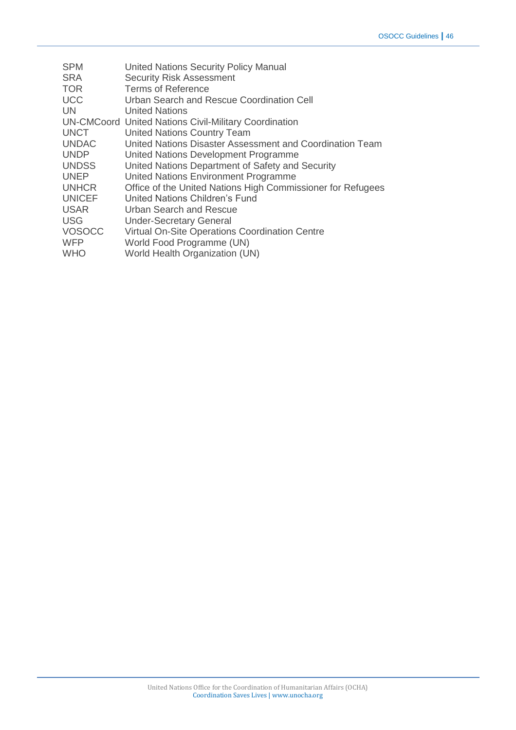| | |
|---|---|
| SPM | United Nations Security Policy Manual |
| SRA | Security Risk Assessment |
| TOR | Terms of Reference |
| UCC | Urban Search and Rescue Coordination Cell |
| UN | United Nations |
| UN-CMCoord | United Nations Civil-Military Coordination |
| UNCT | United Nations Country Team |
| UNDAC | United Nations Disaster Assessment and Coordination Team |
| UNDP | United Nations Development Programme |
| UNDSS | United Nations Department of Safety and Security |
| UNEP | United Nations Environment Programme |
| UNHCR | Office of the United Nations High Commissioner for Refugees |
| UNICEF | United Nations Children's Fund |
| USAR | Urban Search and Rescue |
| USG | Under-Secretary General |
| VOSOCC | Virtual On-Site Operations Coordination Centre |
| WFP | World Food Programme (UN) |
| WHO | World Health Organization (UN) |